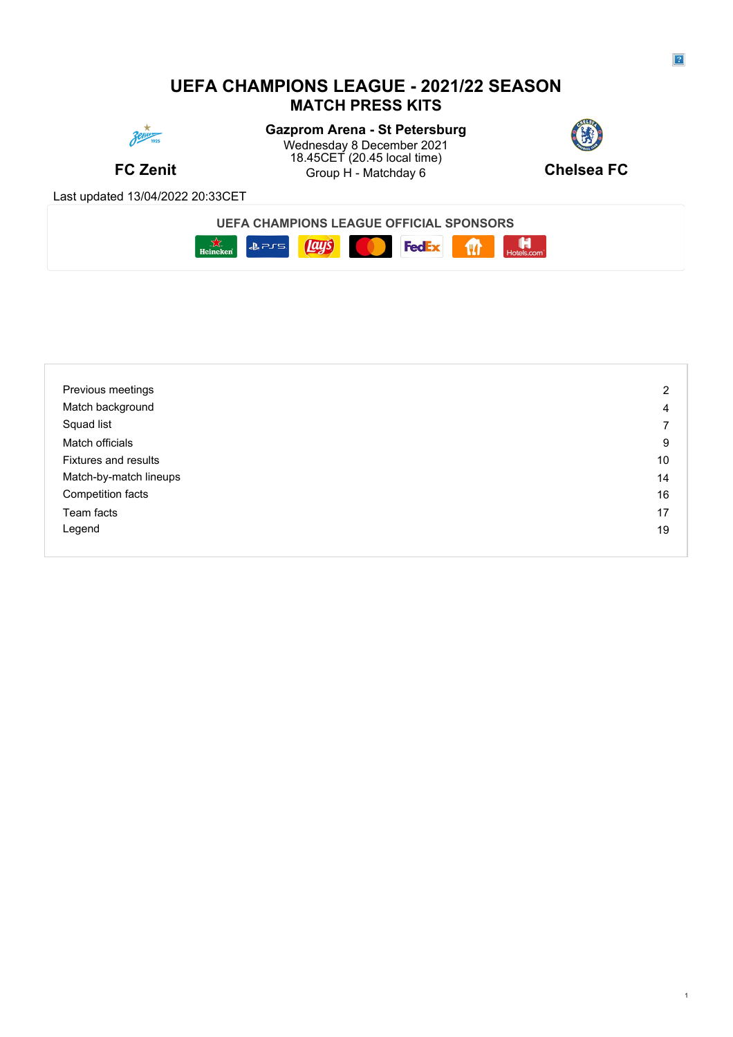# UEFA CHAMPIONS LEAGUE - 2021/22 SEASON

## MATCH PRESS KITS

**Gazprom Arena - St Petersburg**
Wednesday 8 December 2021
18.45CET (20.45 local time)
Group H - Matchday 6

**FC Zenit** — **Chelsea FC**

Last updated 13/04/2022 20:33CET

**UEFA CHAMPIONS LEAGUE OFFICIAL SPONSORS**

| | |
|---|---|
| Previous meetings | 2 |
| Match background | 4 |
| Squad list | 7 |
| Match officials | 9 |
| Fixtures and results | 10 |
| Match-by-match lineups | 14 |
| Competition facts | 16 |
| Team facts | 17 |
| Legend | 19 |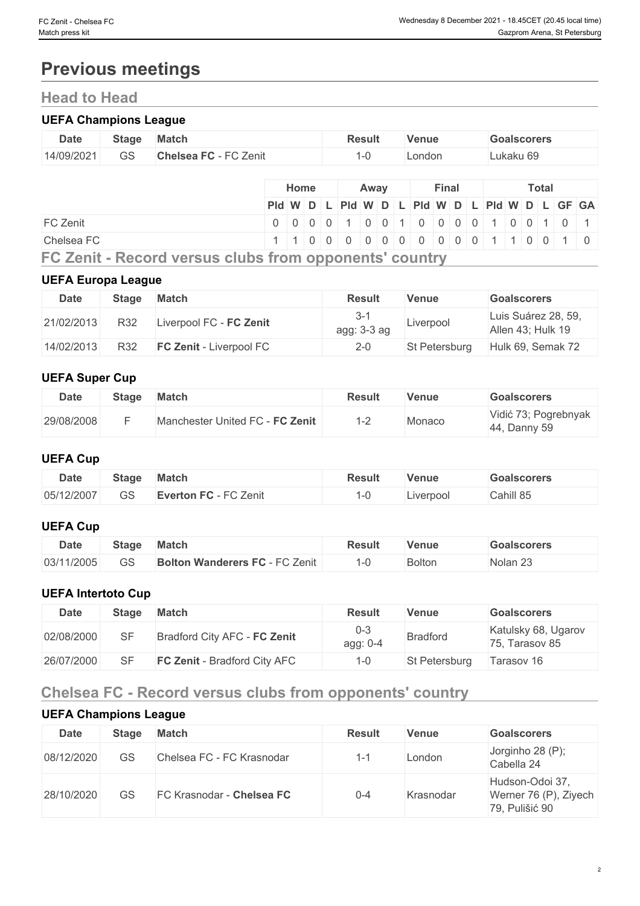# Previous meetings

## Head to Head

### UEFA Champions League

| Date | Stage | Match | Result | Venue | Goalscorers |
|---|---|---|---|---|---|
| 14/09/2021 | GS | **Chelsea FC** - FC Zenit | 1-0 | London | Lukaku 69 |

| | Home | | | | Away | | | | Final | | | | Total | | | | | |
|---|---|---|---|---|---|---|---|---|---|---|---|---|---|---|---|---|---|---|
| | Pld | W | D | L | Pld | W | D | L | Pld | W | D | L | Pld | W | D | L | GF | GA |
| FC Zenit | 0 | 0 | 0 | 0 | 1 | 0 | 0 | 1 | 0 | 0 | 0 | 0 | 1 | 0 | 0 | 1 | 0 | 1 |
| Chelsea FC | 1 | 1 | 0 | 0 | 0 | 0 | 0 | 0 | 0 | 0 | 0 | 0 | 1 | 1 | 0 | 0 | 1 | 0 |

## FC Zenit - Record versus clubs from opponents' country

### UEFA Europa League

| Date | Stage | Match | Result | Venue | Goalscorers |
|---|---|---|---|---|---|
| 21/02/2013 | R32 | Liverpool FC - **FC Zenit** | 3-1 agg: 3-3 ag | Liverpool | Luis Suárez 28, 59, Allen 43; Hulk 19 |
| 14/02/2013 | R32 | **FC Zenit** - Liverpool FC | 2-0 | St Petersburg | Hulk 69, Semak 72 |

### UEFA Super Cup

| Date | Stage | Match | Result | Venue | Goalscorers |
|---|---|---|---|---|---|
| 29/08/2008 | F | Manchester United FC - **FC Zenit** | 1-2 | Monaco | Vidić 73; Pogrebnyak 44, Danny 59 |

### UEFA Cup

| Date | Stage | Match | Result | Venue | Goalscorers |
|---|---|---|---|---|---|
| 05/12/2007 | GS | **Everton FC** - FC Zenit | 1-0 | Liverpool | Cahill 85 |

### UEFA Cup

| Date | Stage | Match | Result | Venue | Goalscorers |
|---|---|---|---|---|---|
| 03/11/2005 | GS | **Bolton Wanderers FC** - FC Zenit | 1-0 | Bolton | Nolan 23 |

### UEFA Intertoto Cup

| Date | Stage | Match | Result | Venue | Goalscorers |
|---|---|---|---|---|---|
| 02/08/2000 | SF | Bradford City AFC - **FC Zenit** | 0-3 agg: 0-4 | Bradford | Katulsky 68, Ugarov 75, Tarasov 85 |
| 26/07/2000 | SF | **FC Zenit** - Bradford City AFC | 1-0 | St Petersburg | Tarasov 16 |

## Chelsea FC - Record versus clubs from opponents' country

### UEFA Champions League

| Date | Stage | Match | Result | Venue | Goalscorers |
|---|---|---|---|---|---|
| 08/12/2020 | GS | Chelsea FC - FC Krasnodar | 1-1 | London | Jorginho 28 (P); Cabella 24 |
| 28/10/2020 | GS | FC Krasnodar - **Chelsea FC** | 0-4 | Krasnodar | Hudson-Odoi 37, Werner 76 (P), Ziyech 79, Pulišić 90 |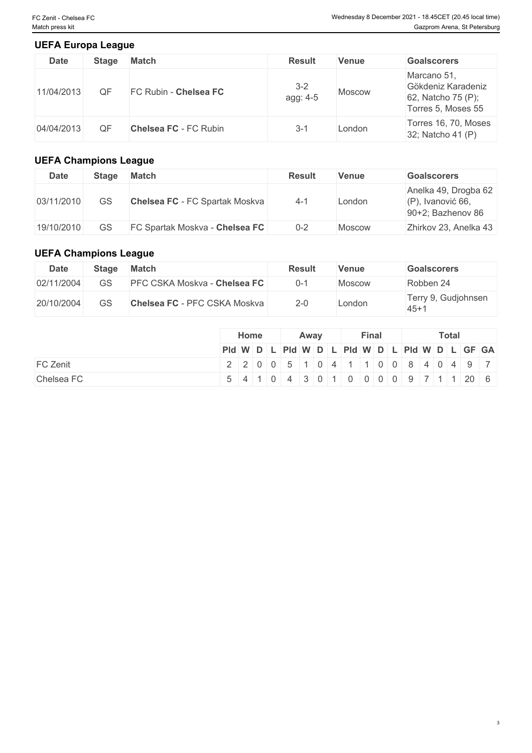### UEFA Europa League

| Date | Stage | Match | Result | Venue | Goalscorers |
|---|---|---|---|---|---|
| 11/04/2013 | QF | FC Rubin - **Chelsea FC** | 3-2 agg: 4-5 | Moscow | Marcano 51, Gökdeniz Karadeniz 62, Natcho 75 (P); Torres 5, Moses 55 |
| 04/04/2013 | QF | **Chelsea FC** - FC Rubin | 3-1 | London | Torres 16, 70, Moses 32; Natcho 41 (P) |

### UEFA Champions League

| Date | Stage | Match | Result | Venue | Goalscorers |
|---|---|---|---|---|---|
| 03/11/2010 | GS | **Chelsea FC** - FC Spartak Moskva | 4-1 | London | Anelka 49, Drogba 62 (P), Ivanović 66, 90+2; Bazhenov 86 |
| 19/10/2010 | GS | FC Spartak Moskva - **Chelsea FC** | 0-2 | Moscow | Zhirkov 23, Anelka 43 |

### UEFA Champions League

| Date | Stage | Match | Result | Venue | Goalscorers |
|---|---|---|---|---|---|
| 02/11/2004 | GS | PFC CSKA Moskva - **Chelsea FC** | 0-1 | Moscow | Robben 24 |
| 20/10/2004 | GS | **Chelsea FC** - PFC CSKA Moskva | 2-0 | London | Terry 9, Gudjohnsen 45+1 |

| | Home | | | | Away | | | | Final | | | | Total | | | | | |
|---|---|---|---|---|---|---|---|---|---|---|---|---|---|---|---|---|---|---|
| | Pld | W | D | L | Pld | W | D | L | Pld | W | D | L | Pld | W | D | L | GF | GA |
| FC Zenit | 2 | 2 | 0 | 0 | 5 | 1 | 0 | 4 | 1 | 1 | 0 | 0 | 8 | 4 | 0 | 4 | 9 | 7 |
| Chelsea FC | 5 | 4 | 1 | 0 | 4 | 3 | 0 | 1 | 0 | 0 | 0 | 0 | 9 | 7 | 1 | 1 | 20 | 6 |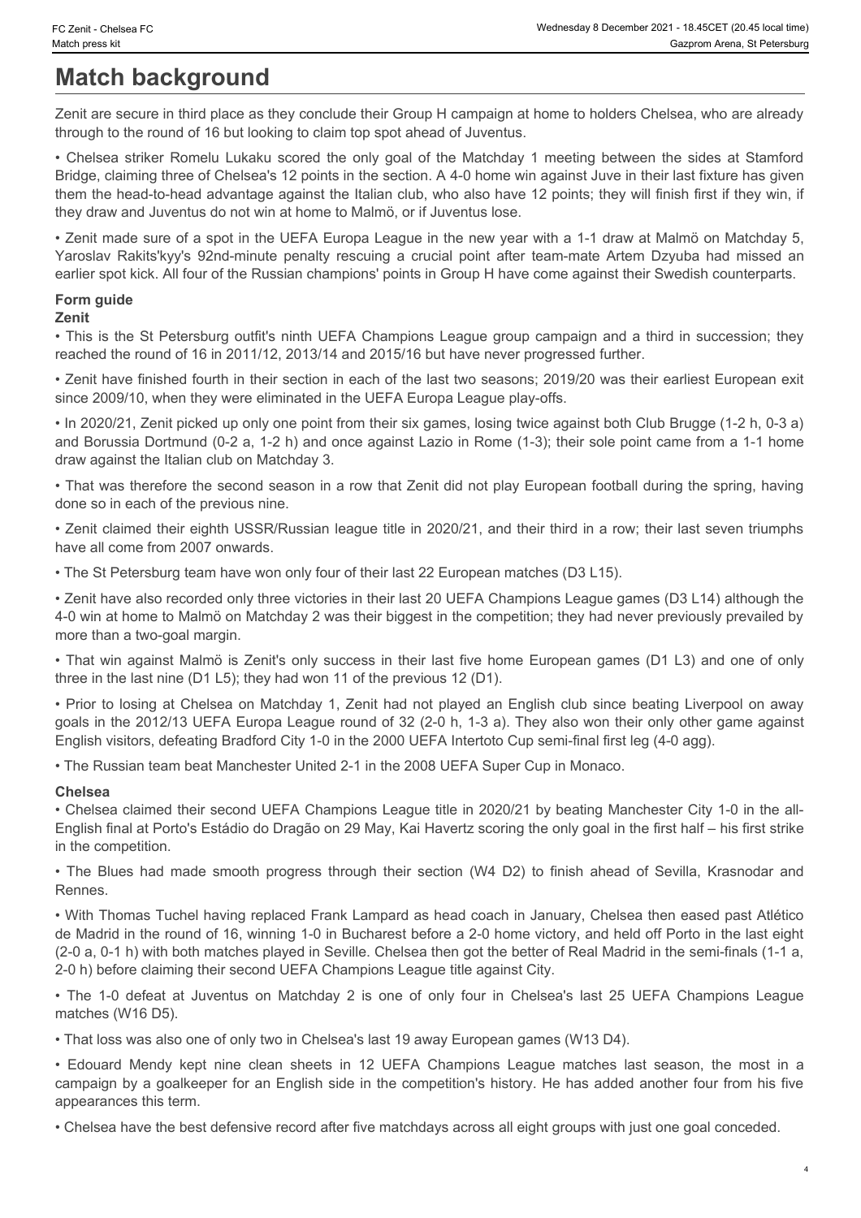# Match background

Zenit are secure in third place as they conclude their Group H campaign at home to holders Chelsea, who are already through to the round of 16 but looking to claim top spot ahead of Juventus.

• Chelsea striker Romelu Lukaku scored the only goal of the Matchday 1 meeting between the sides at Stamford Bridge, claiming three of Chelsea's 12 points in the section. A 4-0 home win against Juve in their last fixture has given them the head-to-head advantage against the Italian club, who also have 12 points; they will finish first if they win, if they draw and Juventus do not win at home to Malmö, or if Juventus lose.

• Zenit made sure of a spot in the UEFA Europa League in the new year with a 1-1 draw at Malmö on Matchday 5, Yaroslav Rakits'kyy's 92nd-minute penalty rescuing a crucial point after team-mate Artem Dzyuba had missed an earlier spot kick. All four of the Russian champions' points in Group H have come against their Swedish counterparts.

### Form guide

**Zenit**

• This is the St Petersburg outfit's ninth UEFA Champions League group campaign and a third in succession; they reached the round of 16 in 2011/12, 2013/14 and 2015/16 but have never progressed further.

• Zenit have finished fourth in their section in each of the last two seasons; 2019/20 was their earliest European exit since 2009/10, when they were eliminated in the UEFA Europa League play-offs.

• In 2020/21, Zenit picked up only one point from their six games, losing twice against both Club Brugge (1-2 h, 0-3 a) and Borussia Dortmund (0-2 a, 1-2 h) and once against Lazio in Rome (1-3); their sole point came from a 1-1 home draw against the Italian club on Matchday 3.

• That was therefore the second season in a row that Zenit did not play European football during the spring, having done so in each of the previous nine.

• Zenit claimed their eighth USSR/Russian league title in 2020/21, and their third in a row; their last seven triumphs have all come from 2007 onwards.

• The St Petersburg team have won only four of their last 22 European matches (D3 L15).

• Zenit have also recorded only three victories in their last 20 UEFA Champions League games (D3 L14) although the 4-0 win at home to Malmö on Matchday 2 was their biggest in the competition; they had never previously prevailed by more than a two-goal margin.

• That win against Malmö is Zenit's only success in their last five home European games (D1 L3) and one of only three in the last nine (D1 L5); they had won 11 of the previous 12 (D1).

• Prior to losing at Chelsea on Matchday 1, Zenit had not played an English club since beating Liverpool on away goals in the 2012/13 UEFA Europa League round of 32 (2-0 h, 1-3 a). They also won their only other game against English visitors, defeating Bradford City 1-0 in the 2000 UEFA Intertoto Cup semi-final first leg (4-0 agg).

• The Russian team beat Manchester United 2-1 in the 2008 UEFA Super Cup in Monaco.

**Chelsea**

• Chelsea claimed their second UEFA Champions League title in 2020/21 by beating Manchester City 1-0 in the all-English final at Porto's Estádio do Dragão on 29 May, Kai Havertz scoring the only goal in the first half – his first strike in the competition.

• The Blues had made smooth progress through their section (W4 D2) to finish ahead of Sevilla, Krasnodar and Rennes.

• With Thomas Tuchel having replaced Frank Lampard as head coach in January, Chelsea then eased past Atlético de Madrid in the round of 16, winning 1-0 in Bucharest before a 2-0 home victory, and held off Porto in the last eight (2-0 a, 0-1 h) with both matches played in Seville. Chelsea then got the better of Real Madrid in the semi-finals (1-1 a, 2-0 h) before claiming their second UEFA Champions League title against City.

• The 1-0 defeat at Juventus on Matchday 2 is one of only four in Chelsea's last 25 UEFA Champions League matches (W16 D5).

• That loss was also one of only two in Chelsea's last 19 away European games (W13 D4).

• Edouard Mendy kept nine clean sheets in 12 UEFA Champions League matches last season, the most in a campaign by a goalkeeper for an English side in the competition's history. He has added another four from his five appearances this term.

• Chelsea have the best defensive record after five matchdays across all eight groups with just one goal conceded.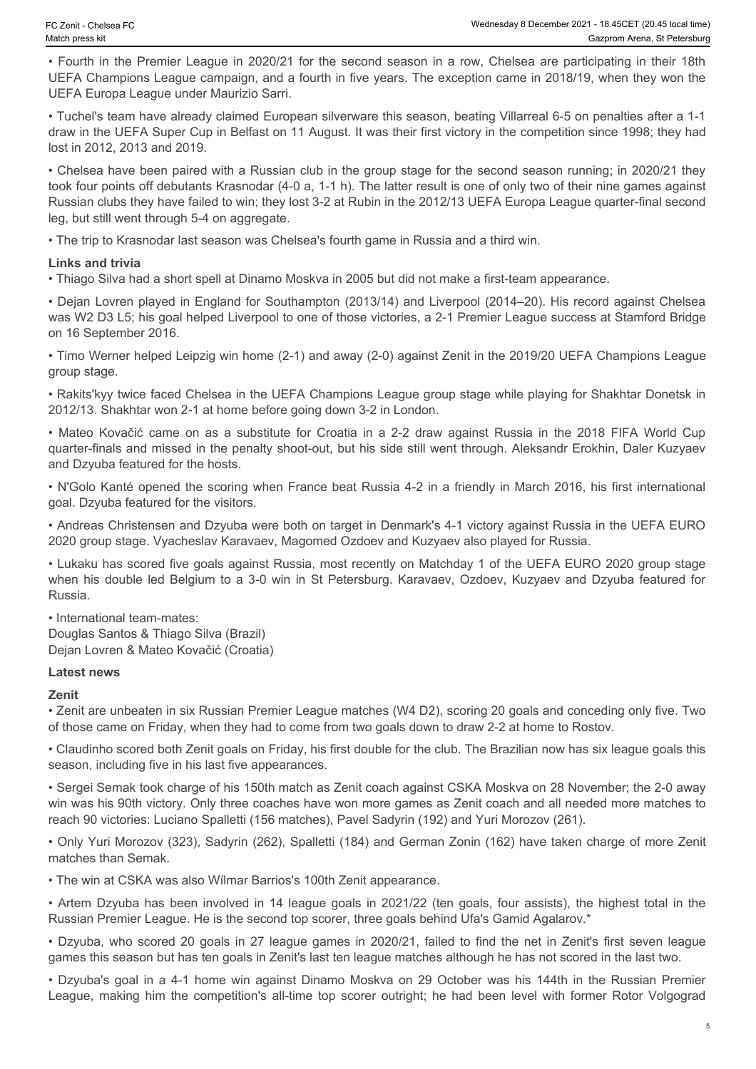- Fourth in the Premier League in 2020/21 for the second season in a row, Chelsea are participating in their 18th UEFA Champions League campaign, and a fourth in five years. The exception came in 2018/19, when they won the UEFA Europa League under Maurizio Sarri.

- Tuchel's team have already claimed European silverware this season, beating Villarreal 6-5 on penalties after a 1-1 draw in the UEFA Super Cup in Belfast on 11 August. It was their first victory in the competition since 1998; they had lost in 2012, 2013 and 2019.

- Chelsea have been paired with a Russian club in the group stage for the second season running; in 2020/21 they took four points off debutants Krasnodar (4-0 a, 1-1 h). The latter result is one of only two of their nine games against Russian clubs they have failed to win; they lost 3-2 at Rubin in the 2012/13 UEFA Europa League quarter-final second leg, but still went through 5-4 on aggregate.

- The trip to Krasnodar last season was Chelsea's fourth game in Russia and a third win.

**Links and trivia**

- Thiago Silva had a short spell at Dinamo Moskva in 2005 but did not make a first-team appearance.

- Dejan Lovren played in England for Southampton (2013/14) and Liverpool (2014–20). His record against Chelsea was W2 D3 L5; his goal helped Liverpool to one of those victories, a 2-1 Premier League success at Stamford Bridge on 16 September 2016.

- Timo Werner helped Leipzig win home (2-1) and away (2-0) against Zenit in the 2019/20 UEFA Champions League group stage.

- Rakits'kyy twice faced Chelsea in the UEFA Champions League group stage while playing for Shakhtar Donetsk in 2012/13. Shakhtar won 2-1 at home before going down 3-2 in London.

- Mateo Kovačić came on as a substitute for Croatia in a 2-2 draw against Russia in the 2018 FIFA World Cup quarter-finals and missed in the penalty shoot-out, but his side still went through. Aleksandr Erokhin, Daler Kuzyaev and Dzyuba featured for the hosts.

- N'Golo Kanté opened the scoring when France beat Russia 4-2 in a friendly in March 2016, his first international goal. Dzyuba featured for the visitors.

- Andreas Christensen and Dzyuba were both on target in Denmark's 4-1 victory against Russia in the UEFA EURO 2020 group stage. Vyacheslav Karavaev, Magomed Ozdoev and Kuzyaev also played for Russia.

- Lukaku has scored five goals against Russia, most recently on Matchday 1 of the UEFA EURO 2020 group stage when his double led Belgium to a 3-0 win in St Petersburg. Karavaev, Ozdoev, Kuzyaev and Dzyuba featured for Russia.

- International team-mates:
Douglas Santos & Thiago Silva (Brazil)
Dejan Lovren & Mateo Kovačić (Croatia)

**Latest news**

**Zenit**

- Zenit are unbeaten in six Russian Premier League matches (W4 D2), scoring 20 goals and conceding only five. Two of those came on Friday, when they had to come from two goals down to draw 2-2 at home to Rostov.

- Claudinho scored both Zenit goals on Friday, his first double for the club. The Brazilian now has six league goals this season, including five in his last five appearances.

- Sergei Semak took charge of his 150th match as Zenit coach against CSKA Moskva on 28 November; the 2-0 away win was his 90th victory. Only three coaches have won more games as Zenit coach and all needed more matches to reach 90 victories: Luciano Spalletti (156 matches), Pavel Sadyrin (192) and Yuri Morozov (261).

- Only Yuri Morozov (323), Sadyrin (262), Spalletti (184) and German Zonin (162) have taken charge of more Zenit matches than Semak.

- The win at CSKA was also Wílmar Barrios's 100th Zenit appearance.

- Artem Dzyuba has been involved in 14 league goals in 2021/22 (ten goals, four assists), the highest total in the Russian Premier League. He is the second top scorer, three goals behind Ufa's Gamid Agalarov.*

- Dzyuba, who scored 20 goals in 27 league games in 2020/21, failed to find the net in Zenit's first seven league games this season but has ten goals in Zenit's last ten league matches although he has not scored in the last two.

- Dzyuba's goal in a 4-1 home win against Dinamo Moskva on 29 October was his 144th in the Russian Premier League, making him the competition's all-time top scorer outright; he had been level with former Rotor Volgograd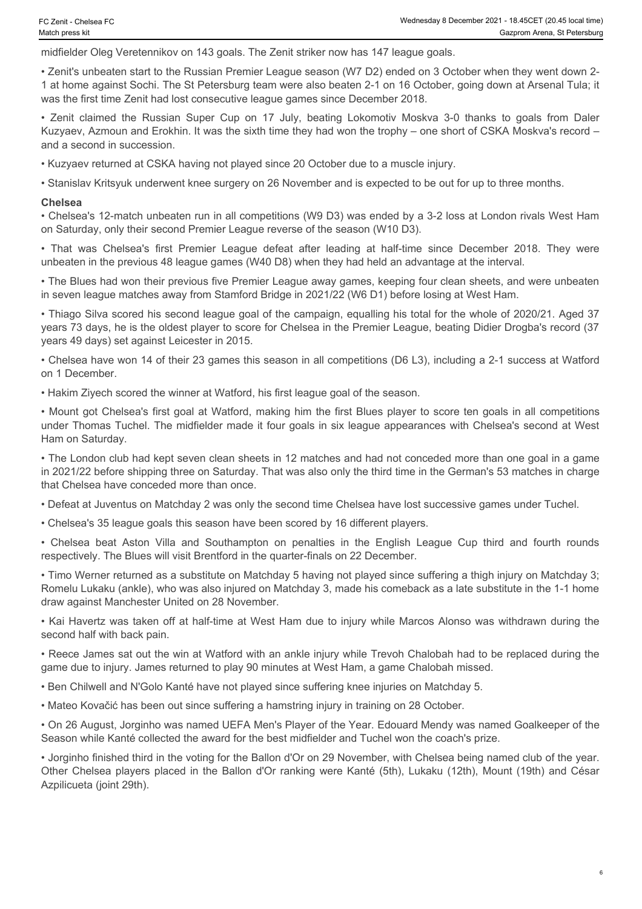midfielder Oleg Veretennikov on 143 goals. The Zenit striker now has 147 league goals.

• Zenit's unbeaten start to the Russian Premier League season (W7 D2) ended on 3 October when they went down 2-1 at home against Sochi. The St Petersburg team were also beaten 2-1 on 16 October, going down at Arsenal Tula; it was the first time Zenit had lost consecutive league games since December 2018.

• Zenit claimed the Russian Super Cup on 17 July, beating Lokomotiv Moskva 3-0 thanks to goals from Daler Kuzyaev, Azmoun and Erokhin. It was the sixth time they had won the trophy – one short of CSKA Moskva's record – and a second in succession.

• Kuzyaev returned at CSKA having not played since 20 October due to a muscle injury.

• Stanislav Kritsyuk underwent knee surgery on 26 November and is expected to be out for up to three months.

**Chelsea**

• Chelsea's 12-match unbeaten run in all competitions (W9 D3) was ended by a 3-2 loss at London rivals West Ham on Saturday, only their second Premier League reverse of the season (W10 D3).

• That was Chelsea's first Premier League defeat after leading at half-time since December 2018. They were unbeaten in the previous 48 league games (W40 D8) when they had held an advantage at the interval.

• The Blues had won their previous five Premier League away games, keeping four clean sheets, and were unbeaten in seven league matches away from Stamford Bridge in 2021/22 (W6 D1) before losing at West Ham.

• Thiago Silva scored his second league goal of the campaign, equalling his total for the whole of 2020/21. Aged 37 years 73 days, he is the oldest player to score for Chelsea in the Premier League, beating Didier Drogba's record (37 years 49 days) set against Leicester in 2015.

• Chelsea have won 14 of their 23 games this season in all competitions (D6 L3), including a 2-1 success at Watford on 1 December.

• Hakim Ziyech scored the winner at Watford, his first league goal of the season.

• Mount got Chelsea's first goal at Watford, making him the first Blues player to score ten goals in all competitions under Thomas Tuchel. The midfielder made it four goals in six league appearances with Chelsea's second at West Ham on Saturday.

• The London club had kept seven clean sheets in 12 matches and had not conceded more than one goal in a game in 2021/22 before shipping three on Saturday. That was also only the third time in the German's 53 matches in charge that Chelsea have conceded more than once.

• Defeat at Juventus on Matchday 2 was only the second time Chelsea have lost successive games under Tuchel.

• Chelsea's 35 league goals this season have been scored by 16 different players.

• Chelsea beat Aston Villa and Southampton on penalties in the English League Cup third and fourth rounds respectively. The Blues will visit Brentford in the quarter-finals on 22 December.

• Timo Werner returned as a substitute on Matchday 5 having not played since suffering a thigh injury on Matchday 3; Romelu Lukaku (ankle), who was also injured on Matchday 3, made his comeback as a late substitute in the 1-1 home draw against Manchester United on 28 November.

• Kai Havertz was taken off at half-time at West Ham due to injury while Marcos Alonso was withdrawn during the second half with back pain.

• Reece James sat out the win at Watford with an ankle injury while Trevoh Chalobah had to be replaced during the game due to injury. James returned to play 90 minutes at West Ham, a game Chalobah missed.

• Ben Chilwell and N'Golo Kanté have not played since suffering knee injuries on Matchday 5.

• Mateo Kovačić has been out since suffering a hamstring injury in training on 28 October.

• On 26 August, Jorginho was named UEFA Men's Player of the Year. Edouard Mendy was named Goalkeeper of the Season while Kanté collected the award for the best midfielder and Tuchel won the coach's prize.

• Jorginho finished third in the voting for the Ballon d'Or on 29 November, with Chelsea being named club of the year. Other Chelsea players placed in the Ballon d'Or ranking were Kanté (5th), Lukaku (12th), Mount (19th) and César Azpilicueta (joint 29th).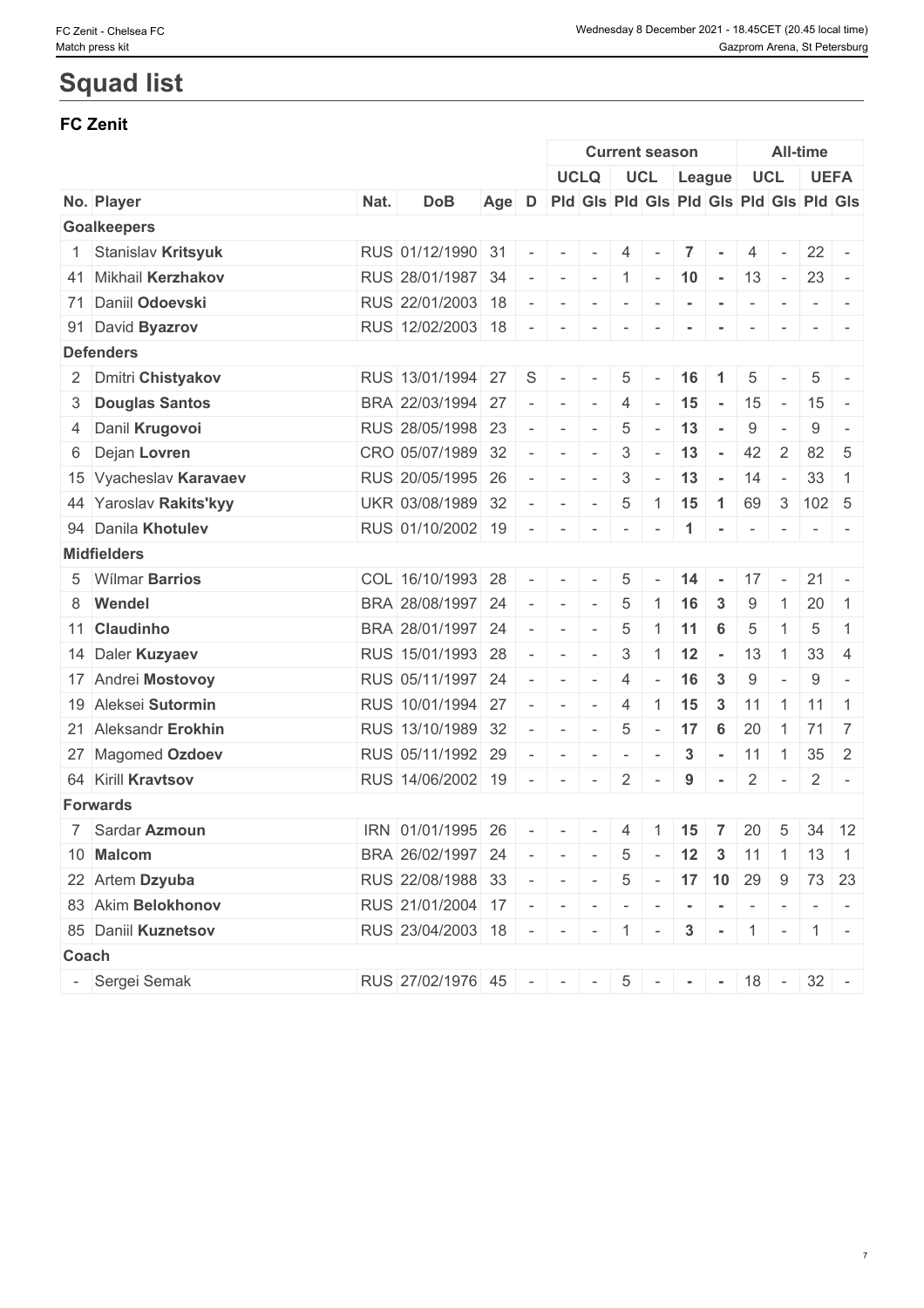# Squad list

## FC Zenit

| | | | | | | Current season | | | | | | All-time | | | |
|---|---|---|---|---|---|---|---|---|---|---|---|---|---|---|---|
| | | | | | | UCLQ | | UCL | | League | | UCL | | UEFA | |
| No. | Player | Nat. | DoB | Age | D | Pld | Gls | Pld | Gls | Pld | Gls | Pld | Gls | Pld | Gls |
| **Goalkeepers** | | | | | | | | | | | | | | | |
| 1 | Stanislav **Kritsyuk** | RUS | 01/12/1990 | 31 | - | - | - | 4 | - | **7** | **-** | 4 | - | 22 | - |
| 41 | Mikhail **Kerzhakov** | RUS | 28/01/1987 | 34 | - | - | - | 1 | - | **10** | **-** | 13 | - | 23 | - |
| 71 | Daniil **Odoevski** | RUS | 22/01/2003 | 18 | - | - | - | - | - | **-** | **-** | - | - | - | - |
| 91 | David **Byazrov** | RUS | 12/02/2003 | 18 | - | - | - | - | - | **-** | **-** | - | - | - | - |
| **Defenders** | | | | | | | | | | | | | | | |
| 2 | Dmitri **Chistyakov** | RUS | 13/01/1994 | 27 | S | - | - | 5 | - | **16** | **1** | 5 | - | 5 | - |
| 3 | **Douglas Santos** | BRA | 22/03/1994 | 27 | - | - | - | 4 | - | **15** | **-** | 15 | - | 15 | - |
| 4 | Danil **Krugovoi** | RUS | 28/05/1998 | 23 | - | - | - | 5 | - | **13** | **-** | 9 | - | 9 | - |
| 6 | Dejan **Lovren** | CRO | 05/07/1989 | 32 | - | - | - | 3 | - | **13** | **-** | 42 | 2 | 82 | 5 |
| 15 | Vyacheslav **Karavaev** | RUS | 20/05/1995 | 26 | - | - | - | 3 | - | **13** | **-** | 14 | - | 33 | 1 |
| 44 | Yaroslav **Rakits'kyy** | UKR | 03/08/1989 | 32 | - | - | - | 5 | 1 | **15** | **1** | 69 | 3 | 102 | 5 |
| 94 | Danila **Khotulev** | RUS | 01/10/2002 | 19 | - | - | - | - | - | **1** | **-** | - | - | - | - |
| **Midfielders** | | | | | | | | | | | | | | | |
| 5 | Wílmar **Barrios** | COL | 16/10/1993 | 28 | - | - | - | 5 | - | **14** | **-** | 17 | - | 21 | - |
| 8 | **Wendel** | BRA | 28/08/1997 | 24 | - | - | - | 5 | 1 | **16** | **3** | 9 | 1 | 20 | 1 |
| 11 | **Claudinho** | BRA | 28/01/1997 | 24 | - | - | - | 5 | 1 | **11** | **6** | 5 | 1 | 5 | 1 |
| 14 | Daler **Kuzyaev** | RUS | 15/01/1993 | 28 | - | - | - | 3 | 1 | **12** | **-** | 13 | 1 | 33 | 4 |
| 17 | Andrei **Mostovoy** | RUS | 05/11/1997 | 24 | - | - | - | 4 | - | **16** | **3** | 9 | - | 9 | - |
| 19 | Aleksei **Sutormin** | RUS | 10/01/1994 | 27 | - | - | - | 4 | 1 | **15** | **3** | 11 | 1 | 11 | 1 |
| 21 | Aleksandr **Erokhin** | RUS | 13/10/1989 | 32 | - | - | - | 5 | - | **17** | **6** | 20 | 1 | 71 | 7 |
| 27 | Magomed **Ozdoev** | RUS | 05/11/1992 | 29 | - | - | - | - | - | **3** | **-** | 11 | 1 | 35 | 2 |
| 64 | Kirill **Kravtsov** | RUS | 14/06/2002 | 19 | - | - | - | 2 | - | **9** | **-** | 2 | - | 2 | - |
| **Forwards** | | | | | | | | | | | | | | | |
| 7 | Sardar **Azmoun** | IRN | 01/01/1995 | 26 | - | - | - | 4 | 1 | **15** | **7** | 20 | 5 | 34 | 12 |
| 10 | **Malcom** | BRA | 26/02/1997 | 24 | - | - | - | 5 | - | **12** | **3** | 11 | 1 | 13 | 1 |
| 22 | Artem **Dzyuba** | RUS | 22/08/1988 | 33 | - | - | - | 5 | - | **17** | **10** | 29 | 9 | 73 | 23 |
| 83 | Akim **Belokhonov** | RUS | 21/01/2004 | 17 | - | - | - | - | - | **-** | **-** | - | - | - | - |
| 85 | Daniil **Kuznetsov** | RUS | 23/04/2003 | 18 | - | - | - | 1 | - | **3** | **-** | 1 | - | 1 | - |
| **Coach** | | | | | | | | | | | | | | | |
| - | Sergei Semak | RUS | 27/02/1976 | 45 | - | - | - | 5 | - | **-** | **-** | 18 | - | 32 | - |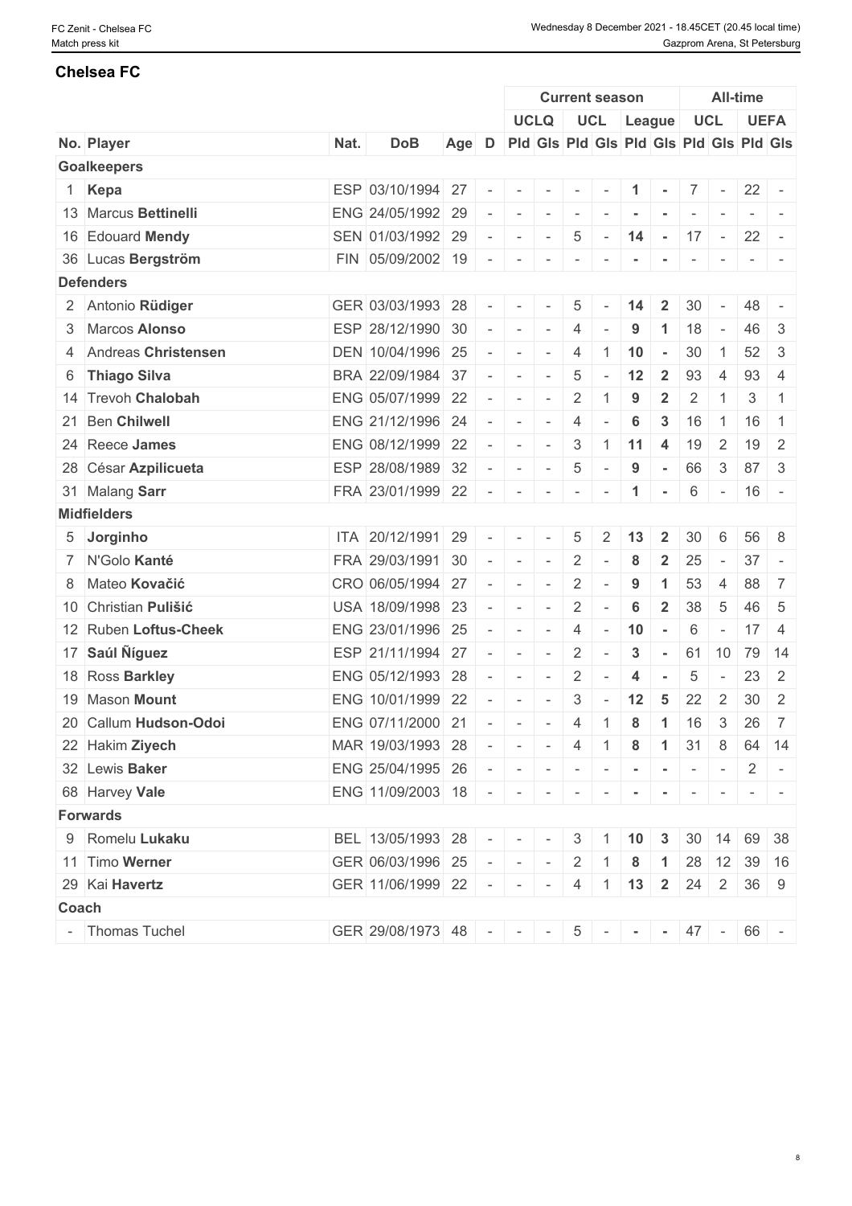## Chelsea FC

| | | | | | Current season | | | | | | All-time | | | |
|---|---|---|---|---|---|---|---|---|---|---|---|---|---|---|
| | | | | | UCLQ | | UCL | | League | | UCL | | UEFA | |
| No. Player | Nat. | DoB | Age | D | Pld | Gls | Pld | Gls | Pld | Gls | Pld | Gls | Pld | Gls |
| **Goalkeepers** | | | | | | | | | | | | | | |
| 1 **Kepa** | ESP | 03/10/1994 | 27 | - | - | - | - | - | **1** | **-** | 7 | - | 22 | - |
| 13 Marcus **Bettinelli** | ENG | 24/05/1992 | 29 | - | - | - | - | - | **-** | **-** | - | - | - | - |
| 16 Edouard **Mendy** | SEN | 01/03/1992 | 29 | - | - | - | 5 | - | **14** | **-** | 17 | - | 22 | - |
| 36 Lucas **Bergström** | FIN | 05/09/2002 | 19 | - | - | - | - | - | **-** | **-** | - | - | - | - |
| **Defenders** | | | | | | | | | | | | | | |
| 2 Antonio **Rüdiger** | GER | 03/03/1993 | 28 | - | - | - | 5 | - | **14** | **2** | 30 | - | 48 | - |
| 3 Marcos **Alonso** | ESP | 28/12/1990 | 30 | - | - | - | 4 | - | **9** | **1** | 18 | - | 46 | 3 |
| 4 Andreas **Christensen** | DEN | 10/04/1996 | 25 | - | - | - | 4 | 1 | **10** | **-** | 30 | 1 | 52 | 3 |
| 6 **Thiago Silva** | BRA | 22/09/1984 | 37 | - | - | - | 5 | - | **12** | **2** | 93 | 4 | 93 | 4 |
| 14 Trevoh **Chalobah** | ENG | 05/07/1999 | 22 | - | - | - | 2 | 1 | **9** | **2** | 2 | 1 | 3 | 1 |
| 21 Ben **Chilwell** | ENG | 21/12/1996 | 24 | - | - | - | 4 | - | **6** | **3** | 16 | 1 | 16 | 1 |
| 24 Reece **James** | ENG | 08/12/1999 | 22 | - | - | - | 3 | 1 | **11** | **4** | 19 | 2 | 19 | 2 |
| 28 César **Azpilicueta** | ESP | 28/08/1989 | 32 | - | - | - | 5 | - | **9** | **-** | 66 | 3 | 87 | 3 |
| 31 Malang **Sarr** | FRA | 23/01/1999 | 22 | - | - | - | - | - | **1** | **-** | 6 | - | 16 | - |
| **Midfielders** | | | | | | | | | | | | | | |
| 5 **Jorginho** | ITA | 20/12/1991 | 29 | - | - | - | 5 | 2 | **13** | **2** | 30 | 6 | 56 | 8 |
| 7 N'Golo **Kanté** | FRA | 29/03/1991 | 30 | - | - | - | 2 | - | **8** | **2** | 25 | - | 37 | - |
| 8 Mateo **Kovačić** | CRO | 06/05/1994 | 27 | - | - | - | 2 | - | **9** | **1** | 53 | 4 | 88 | 7 |
| 10 Christian **Pulišić** | USA | 18/09/1998 | 23 | - | - | - | 2 | - | **6** | **2** | 38 | 5 | 46 | 5 |
| 12 Ruben **Loftus-Cheek** | ENG | 23/01/1996 | 25 | - | - | - | 4 | - | **10** | **-** | 6 | - | 17 | 4 |
| 17 **Saúl Ñíguez** | ESP | 21/11/1994 | 27 | - | - | - | 2 | - | **3** | **-** | 61 | 10 | 79 | 14 |
| 18 Ross **Barkley** | ENG | 05/12/1993 | 28 | - | - | - | 2 | - | **4** | **-** | 5 | - | 23 | 2 |
| 19 Mason **Mount** | ENG | 10/01/1999 | 22 | - | - | - | 3 | - | **12** | **5** | 22 | 2 | 30 | 2 |
| 20 Callum **Hudson-Odoi** | ENG | 07/11/2000 | 21 | - | - | - | 4 | 1 | **8** | **1** | 16 | 3 | 26 | 7 |
| 22 Hakim **Ziyech** | MAR | 19/03/1993 | 28 | - | - | - | 4 | 1 | **8** | **1** | 31 | 8 | 64 | 14 |
| 32 Lewis **Baker** | ENG | 25/04/1995 | 26 | - | - | - | - | - | **-** | **-** | - | - | 2 | - |
| 68 Harvey **Vale** | ENG | 11/09/2003 | 18 | - | - | - | - | - | **-** | **-** | - | - | - | - |
| **Forwards** | | | | | | | | | | | | | | |
| 9 Romelu **Lukaku** | BEL | 13/05/1993 | 28 | - | - | - | 3 | 1 | **10** | **3** | 30 | 14 | 69 | 38 |
| 11 Timo **Werner** | GER | 06/03/1996 | 25 | - | - | - | 2 | 1 | **8** | **1** | 28 | 12 | 39 | 16 |
| 29 Kai **Havertz** | GER | 11/06/1999 | 22 | - | - | - | 4 | 1 | **13** | **2** | 24 | 2 | 36 | 9 |
| **Coach** | | | | | | | | | | | | | | |
| - Thomas Tuchel | GER | 29/08/1973 | 48 | - | - | - | 5 | - | **-** | **-** | 47 | - | 66 | - |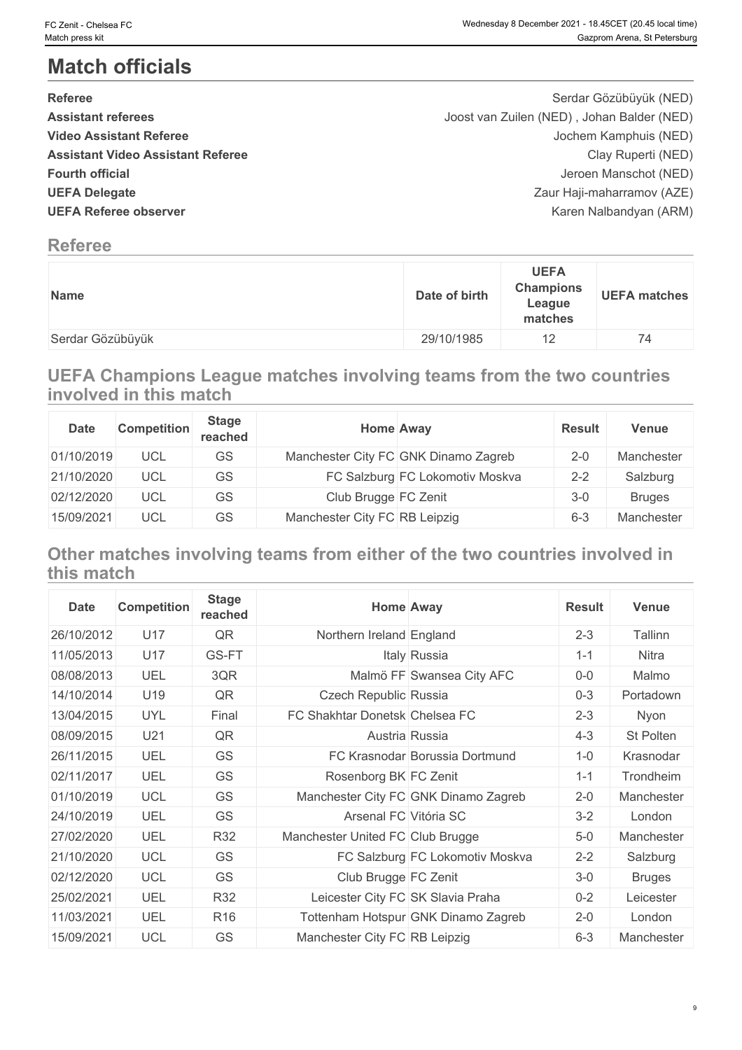# Match officials

| | |
|---|---|
| **Referee** | Serdar Gözübüyük (NED) |
| **Assistant referees** | Joost van Zuilen (NED) , Johan Balder (NED) |
| **Video Assistant Referee** | Jochem Kamphuis (NED) |
| **Assistant Video Assistant Referee** | Clay Ruperti (NED) |
| **Fourth official** | Jeroen Manschot (NED) |
| **UEFA Delegate** | Zaur Haji-maharramov (AZE) |
| **UEFA Referee observer** | Karen Nalbandyan (ARM) |

## Referee

| Name | Date of birth | UEFA Champions League matches | UEFA matches |
|---|---|---|---|
| Serdar Gözübüyük | 29/10/1985 | 12 | 74 |

## UEFA Champions League matches involving teams from the two countries involved in this match

| Date | Competition | Stage reached | Home | Away | Result | Venue |
|---|---|---|---|---|---|---|
| 01/10/2019 | UCL | GS | Manchester City FC | GNK Dinamo Zagreb | 2-0 | Manchester |
| 21/10/2020 | UCL | GS | FC Salzburg | FC Lokomotiv Moskva | 2-2 | Salzburg |
| 02/12/2020 | UCL | GS | Club Brugge | FC Zenit | 3-0 | Bruges |
| 15/09/2021 | UCL | GS | Manchester City FC | RB Leipzig | 6-3 | Manchester |

## Other matches involving teams from either of the two countries involved in this match

| Date | Competition | Stage reached | Home | Away | Result | Venue |
|---|---|---|---|---|---|---|
| 26/10/2012 | U17 | QR | Northern Ireland | England | 2-3 | Tallinn |
| 11/05/2013 | U17 | GS-FT | Italy | Russia | 1-1 | Nitra |
| 08/08/2013 | UEL | 3QR | Malmö FF | Swansea City AFC | 0-0 | Malmo |
| 14/10/2014 | U19 | QR | Czech Republic | Russia | 0-3 | Portadown |
| 13/04/2015 | UYL | Final | FC Shakhtar Donetsk | Chelsea FC | 2-3 | Nyon |
| 08/09/2015 | U21 | QR | Austria | Russia | 4-3 | St Polten |
| 26/11/2015 | UEL | GS | FC Krasnodar | Borussia Dortmund | 1-0 | Krasnodar |
| 02/11/2017 | UEL | GS | Rosenborg BK | FC Zenit | 1-1 | Trondheim |
| 01/10/2019 | UCL | GS | Manchester City FC | GNK Dinamo Zagreb | 2-0 | Manchester |
| 24/10/2019 | UEL | GS | Arsenal FC | Vitória SC | 3-2 | London |
| 27/02/2020 | UEL | R32 | Manchester United FC | Club Brugge | 5-0 | Manchester |
| 21/10/2020 | UCL | GS | FC Salzburg | FC Lokomotiv Moskva | 2-2 | Salzburg |
| 02/12/2020 | UCL | GS | Club Brugge | FC Zenit | 3-0 | Bruges |
| 25/02/2021 | UEL | R32 | Leicester City FC | SK Slavia Praha | 0-2 | Leicester |
| 11/03/2021 | UEL | R16 | Tottenham Hotspur | GNK Dinamo Zagreb | 2-0 | London |
| 15/09/2021 | UCL | GS | Manchester City FC | RB Leipzig | 6-3 | Manchester |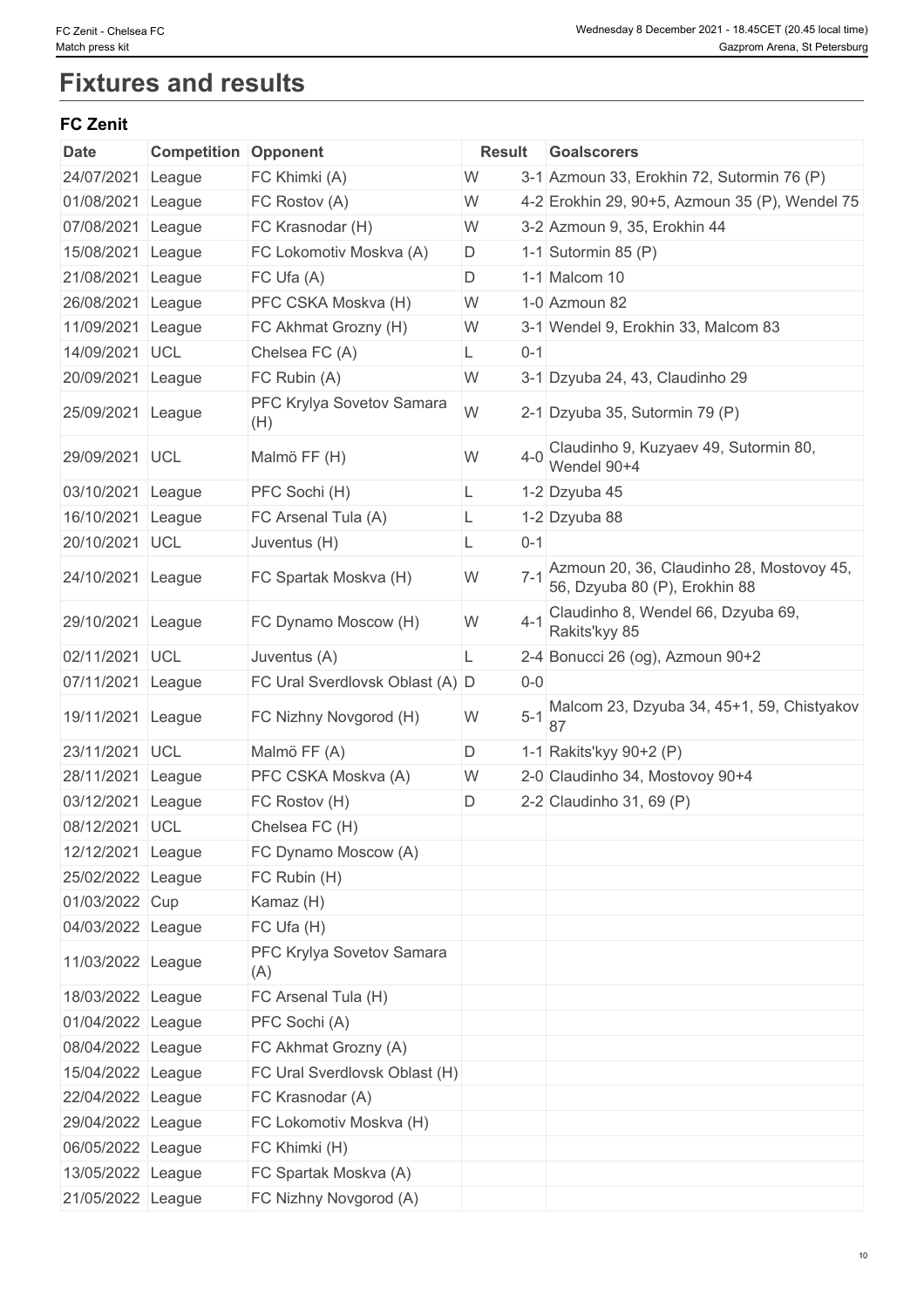# Fixtures and results

### FC Zenit

| Date | Competition | Opponent | Result | | Goalscorers |
|---|---|---|---|---|---|
| 24/07/2021 | League | FC Khimki (A) | W | 3-1 | Azmoun 33, Erokhin 72, Sutormin 76 (P) |
| 01/08/2021 | League | FC Rostov (A) | W | 4-2 | Erokhin 29, 90+5, Azmoun 35 (P), Wendel 75 |
| 07/08/2021 | League | FC Krasnodar (H) | W | 3-2 | Azmoun 9, 35, Erokhin 44 |
| 15/08/2021 | League | FC Lokomotiv Moskva (A) | D | 1-1 | Sutormin 85 (P) |
| 21/08/2021 | League | FC Ufa (A) | D | 1-1 | Malcom 10 |
| 26/08/2021 | League | PFC CSKA Moskva (H) | W | 1-0 | Azmoun 82 |
| 11/09/2021 | League | FC Akhmat Grozny (H) | W | 3-1 | Wendel 9, Erokhin 33, Malcom 83 |
| 14/09/2021 | UCL | Chelsea FC (A) | L | 0-1 | |
| 20/09/2021 | League | FC Rubin (A) | W | 3-1 | Dzyuba 24, 43, Claudinho 29 |
| 25/09/2021 | League | PFC Krylya Sovetov Samara (H) | W | 2-1 | Dzyuba 35, Sutormin 79 (P) |
| 29/09/2021 | UCL | Malmö FF (H) | W | 4-0 | Claudinho 9, Kuzyaev 49, Sutormin 80, Wendel 90+4 |
| 03/10/2021 | League | PFC Sochi (H) | L | 1-2 | Dzyuba 45 |
| 16/10/2021 | League | FC Arsenal Tula (A) | L | 1-2 | Dzyuba 88 |
| 20/10/2021 | UCL | Juventus (H) | L | 0-1 | |
| 24/10/2021 | League | FC Spartak Moskva (H) | W | 7-1 | Azmoun 20, 36, Claudinho 28, Mostovoy 45, 56, Dzyuba 80 (P), Erokhin 88 |
| 29/10/2021 | League | FC Dynamo Moscow (H) | W | 4-1 | Claudinho 8, Wendel 66, Dzyuba 69, Rakits'kyy 85 |
| 02/11/2021 | UCL | Juventus (A) | L | 2-4 | Bonucci 26 (og), Azmoun 90+2 |
| 07/11/2021 | League | FC Ural Sverdlovsk Oblast (A) | D | 0-0 | |
| 19/11/2021 | League | FC Nizhny Novgorod (H) | W | 5-1 | Malcom 23, Dzyuba 34, 45+1, 59, Chistyakov 87 |
| 23/11/2021 | UCL | Malmö FF (A) | D | 1-1 | Rakits'kyy 90+2 (P) |
| 28/11/2021 | League | PFC CSKA Moskva (A) | W | 2-0 | Claudinho 34, Mostovoy 90+4 |
| 03/12/2021 | League | FC Rostov (H) | D | 2-2 | Claudinho 31, 69 (P) |
| 08/12/2021 | UCL | Chelsea FC (H) | | | |
| 12/12/2021 | League | FC Dynamo Moscow (A) | | | |
| 25/02/2022 | League | FC Rubin (H) | | | |
| 01/03/2022 | Cup | Kamaz (H) | | | |
| 04/03/2022 | League | FC Ufa (H) | | | |
| 11/03/2022 | League | PFC Krylya Sovetov Samara (A) | | | |
| 18/03/2022 | League | FC Arsenal Tula (H) | | | |
| 01/04/2022 | League | PFC Sochi (A) | | | |
| 08/04/2022 | League | FC Akhmat Grozny (A) | | | |
| 15/04/2022 | League | FC Ural Sverdlovsk Oblast (H) | | | |
| 22/04/2022 | League | FC Krasnodar (A) | | | |
| 29/04/2022 | League | FC Lokomotiv Moskva (H) | | | |
| 06/05/2022 | League | FC Khimki (H) | | | |
| 13/05/2022 | League | FC Spartak Moskva (A) | | | |
| 21/05/2022 | League | FC Nizhny Novgorod (A) | | | |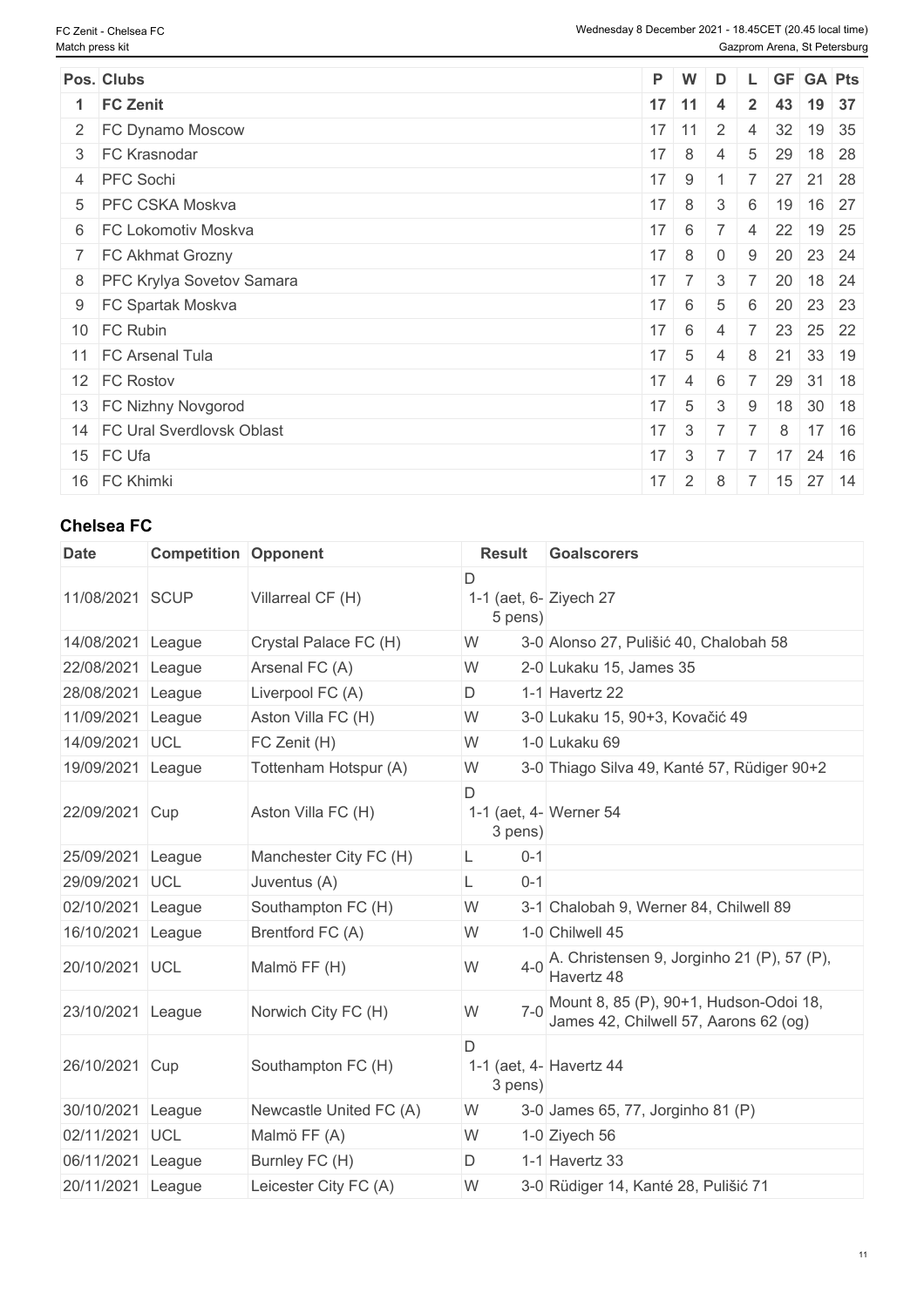| Pos. | Clubs | P | W | D | L | GF | GA | Pts |
|---|---|---|---|---|---|---|---|---|
| **1** | **FC Zenit** | **17** | **11** | **4** | **2** | **43** | **19** | **37** |
| 2 | FC Dynamo Moscow | 17 | 11 | 2 | 4 | 32 | 19 | 35 |
| 3 | FC Krasnodar | 17 | 8 | 4 | 5 | 29 | 18 | 28 |
| 4 | PFC Sochi | 17 | 9 | 1 | 7 | 27 | 21 | 28 |
| 5 | PFC CSKA Moskva | 17 | 8 | 3 | 6 | 19 | 16 | 27 |
| 6 | FC Lokomotiv Moskva | 17 | 6 | 7 | 4 | 22 | 19 | 25 |
| 7 | FC Akhmat Grozny | 17 | 8 | 0 | 9 | 20 | 23 | 24 |
| 8 | PFC Krylya Sovetov Samara | 17 | 7 | 3 | 7 | 20 | 18 | 24 |
| 9 | FC Spartak Moskva | 17 | 6 | 5 | 6 | 20 | 23 | 23 |
| 10 | FC Rubin | 17 | 6 | 4 | 7 | 23 | 25 | 22 |
| 11 | FC Arsenal Tula | 17 | 5 | 4 | 8 | 21 | 33 | 19 |
| 12 | FC Rostov | 17 | 4 | 6 | 7 | 29 | 31 | 18 |
| 13 | FC Nizhny Novgorod | 17 | 5 | 3 | 9 | 18 | 30 | 18 |
| 14 | FC Ural Sverdlovsk Oblast | 17 | 3 | 7 | 7 | 8 | 17 | 16 |
| 15 | FC Ufa | 17 | 3 | 7 | 7 | 17 | 24 | 16 |
| 16 | FC Khimki | 17 | 2 | 8 | 7 | 15 | 27 | 14 |

### Chelsea FC

| Date | Competition | Opponent | Result | | Goalscorers |
|---|---|---|---|---|---|
| 11/08/2021 | SCUP | Villarreal CF (H) | D | 1-1 (aet, 6-5 pens) | Ziyech 27 |
| 14/08/2021 | League | Crystal Palace FC (H) | W | 3-0 | Alonso 27, Pulišić 40, Chalobah 58 |
| 22/08/2021 | League | Arsenal FC (A) | W | 2-0 | Lukaku 15, James 35 |
| 28/08/2021 | League | Liverpool FC (A) | D | 1-1 | Havertz 22 |
| 11/09/2021 | League | Aston Villa FC (H) | W | 3-0 | Lukaku 15, 90+3, Kovačić 49 |
| 14/09/2021 | UCL | FC Zenit (H) | W | 1-0 | Lukaku 69 |
| 19/09/2021 | League | Tottenham Hotspur (A) | W | 3-0 | Thiago Silva 49, Kanté 57, Rüdiger 90+2 |
| 22/09/2021 | Cup | Aston Villa FC (H) | D | 1-1 (aet, 4-3 pens) | Werner 54 |
| 25/09/2021 | League | Manchester City FC (H) | L | 0-1 | |
| 29/09/2021 | UCL | Juventus (A) | L | 0-1 | |
| 02/10/2021 | League | Southampton FC (H) | W | 3-1 | Chalobah 9, Werner 84, Chilwell 89 |
| 16/10/2021 | League | Brentford FC (A) | W | 1-0 | Chilwell 45 |
| 20/10/2021 | UCL | Malmö FF (H) | W | 4-0 | A. Christensen 9, Jorginho 21 (P), 57 (P), Havertz 48 |
| 23/10/2021 | League | Norwich City FC (H) | W | 7-0 | Mount 8, 85 (P), 90+1, Hudson-Odoi 18, James 42, Chilwell 57, Aarons 62 (og) |
| 26/10/2021 | Cup | Southampton FC (H) | D | 1-1 (aet, 4-3 pens) | Havertz 44 |
| 30/10/2021 | League | Newcastle United FC (A) | W | 3-0 | James 65, 77, Jorginho 81 (P) |
| 02/11/2021 | UCL | Malmö FF (A) | W | 1-0 | Ziyech 56 |
| 06/11/2021 | League | Burnley FC (H) | D | 1-1 | Havertz 33 |
| 20/11/2021 | League | Leicester City FC (A) | W | 3-0 | Rüdiger 14, Kanté 28, Pulišić 71 |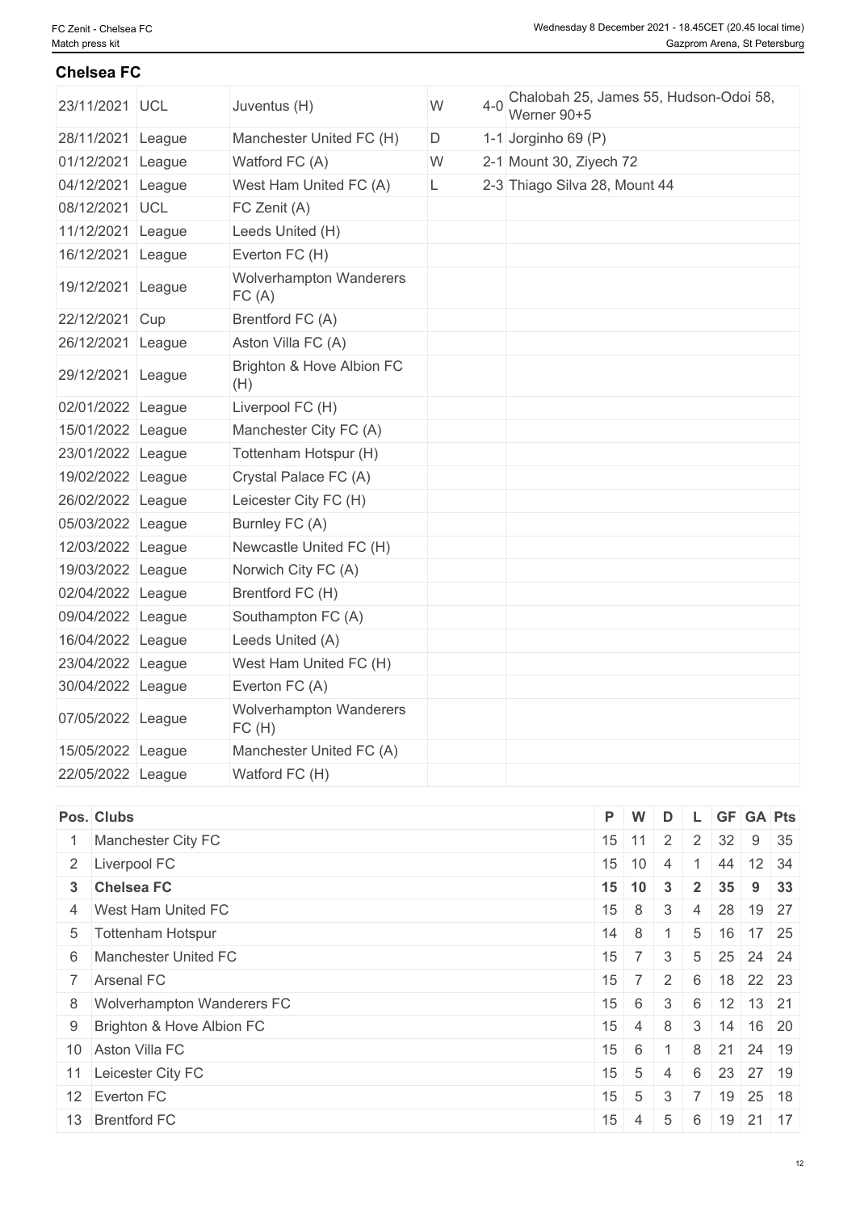## Chelsea FC

| Date | Competition | Opponent | Result | Score | Scorers |
|---|---|---|---|---|---|
| 23/11/2021 | UCL | Juventus (H) | W | 4-0 | Chalobah 25, James 55, Hudson-Odoi 58, Werner 90+5 |
| 28/11/2021 | League | Manchester United FC (H) | D | 1-1 | Jorginho 69 (P) |
| 01/12/2021 | League | Watford FC (A) | W | 2-1 | Mount 30, Ziyech 72 |
| 04/12/2021 | League | West Ham United FC (A) | L | 2-3 | Thiago Silva 28, Mount 44 |
| 08/12/2021 | UCL | FC Zenit (A) | | | |
| 11/12/2021 | League | Leeds United (H) | | | |
| 16/12/2021 | League | Everton FC (H) | | | |
| 19/12/2021 | League | Wolverhampton Wanderers FC (A) | | | |
| 22/12/2021 | Cup | Brentford FC (A) | | | |
| 26/12/2021 | League | Aston Villa FC (A) | | | |
| 29/12/2021 | League | Brighton & Hove Albion FC (H) | | | |
| 02/01/2022 | League | Liverpool FC (H) | | | |
| 15/01/2022 | League | Manchester City FC (A) | | | |
| 23/01/2022 | League | Tottenham Hotspur (H) | | | |
| 19/02/2022 | League | Crystal Palace FC (A) | | | |
| 26/02/2022 | League | Leicester City FC (H) | | | |
| 05/03/2022 | League | Burnley FC (A) | | | |
| 12/03/2022 | League | Newcastle United FC (H) | | | |
| 19/03/2022 | League | Norwich City FC (A) | | | |
| 02/04/2022 | League | Brentford FC (H) | | | |
| 09/04/2022 | League | Southampton FC (A) | | | |
| 16/04/2022 | League | Leeds United (A) | | | |
| 23/04/2022 | League | West Ham United FC (H) | | | |
| 30/04/2022 | League | Everton FC (A) | | | |
| 07/05/2022 | League | Wolverhampton Wanderers FC (H) | | | |
| 15/05/2022 | League | Manchester United FC (A) | | | |
| 22/05/2022 | League | Watford FC (H) | | | |

| Pos. | Clubs | P | W | D | L | GF | GA | Pts |
|---|---|---|---|---|---|---|---|---|
| 1 | Manchester City FC | 15 | 11 | 2 | 2 | 32 | 9 | 35 |
| 2 | Liverpool FC | 15 | 10 | 4 | 1 | 44 | 12 | 34 |
| **3** | **Chelsea FC** | **15** | **10** | **3** | **2** | **35** | **9** | **33** |
| 4 | West Ham United FC | 15 | 8 | 3 | 4 | 28 | 19 | 27 |
| 5 | Tottenham Hotspur | 14 | 8 | 1 | 5 | 16 | 17 | 25 |
| 6 | Manchester United FC | 15 | 7 | 3 | 5 | 25 | 24 | 24 |
| 7 | Arsenal FC | 15 | 7 | 2 | 6 | 18 | 22 | 23 |
| 8 | Wolverhampton Wanderers FC | 15 | 6 | 3 | 6 | 12 | 13 | 21 |
| 9 | Brighton & Hove Albion FC | 15 | 4 | 8 | 3 | 14 | 16 | 20 |
| 10 | Aston Villa FC | 15 | 6 | 1 | 8 | 21 | 24 | 19 |
| 11 | Leicester City FC | 15 | 5 | 4 | 6 | 23 | 27 | 19 |
| 12 | Everton FC | 15 | 5 | 3 | 7 | 19 | 25 | 18 |
| 13 | Brentford FC | 15 | 4 | 5 | 6 | 19 | 21 | 17 |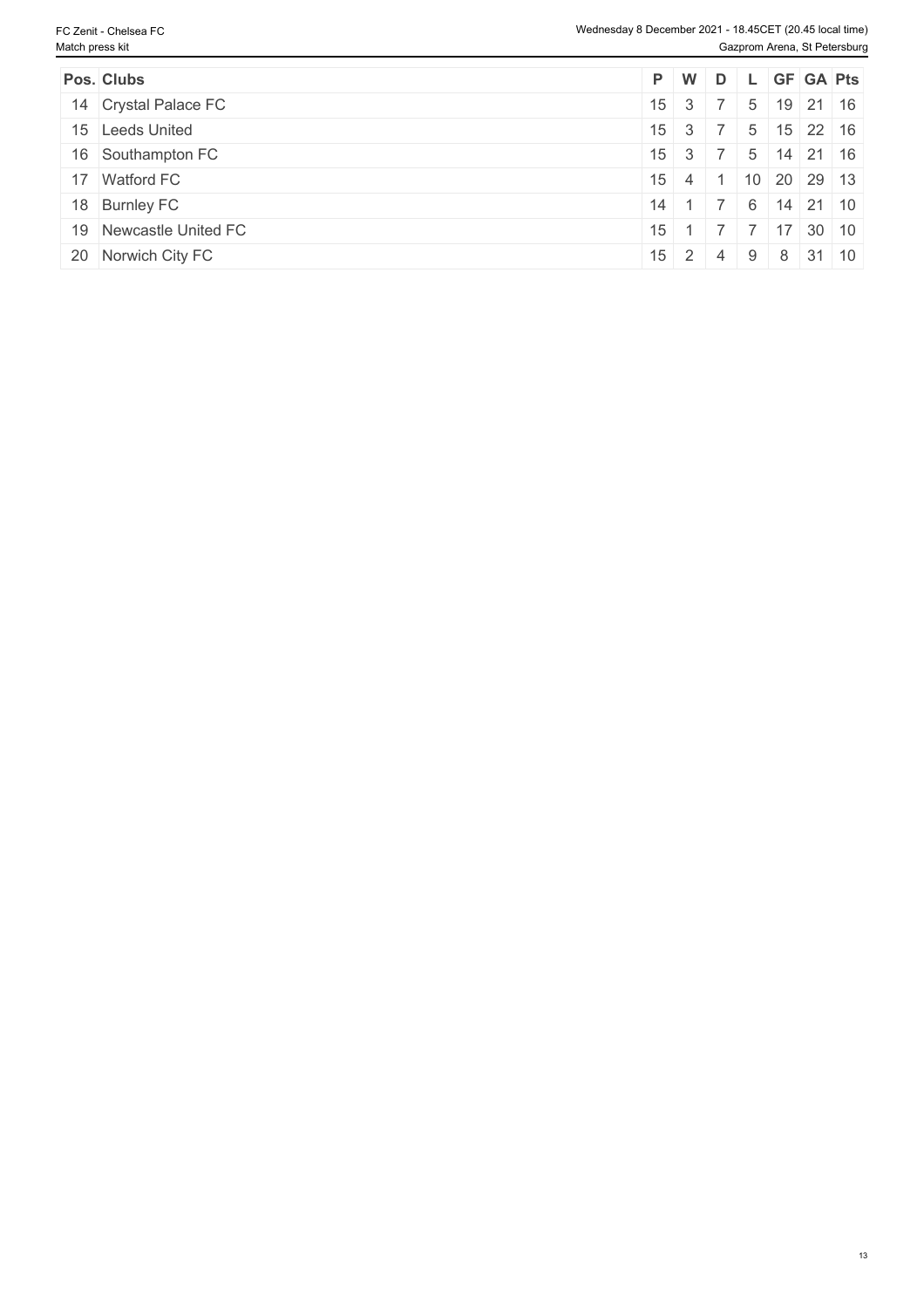| Pos. | Clubs | P | W | D | L | GF | GA | Pts |
|---|---|---|---|---|---|---|---|---|
| 14 | Crystal Palace FC | 15 | 3 | 7 | 5 | 19 | 21 | 16 |
| 15 | Leeds United | 15 | 3 | 7 | 5 | 15 | 22 | 16 |
| 16 | Southampton FC | 15 | 3 | 7 | 5 | 14 | 21 | 16 |
| 17 | Watford FC | 15 | 4 | 1 | 10 | 20 | 29 | 13 |
| 18 | Burnley FC | 14 | 1 | 7 | 6 | 14 | 21 | 10 |
| 19 | Newcastle United FC | 15 | 1 | 7 | 7 | 17 | 30 | 10 |
| 20 | Norwich City FC | 15 | 2 | 4 | 9 | 8 | 31 | 10 |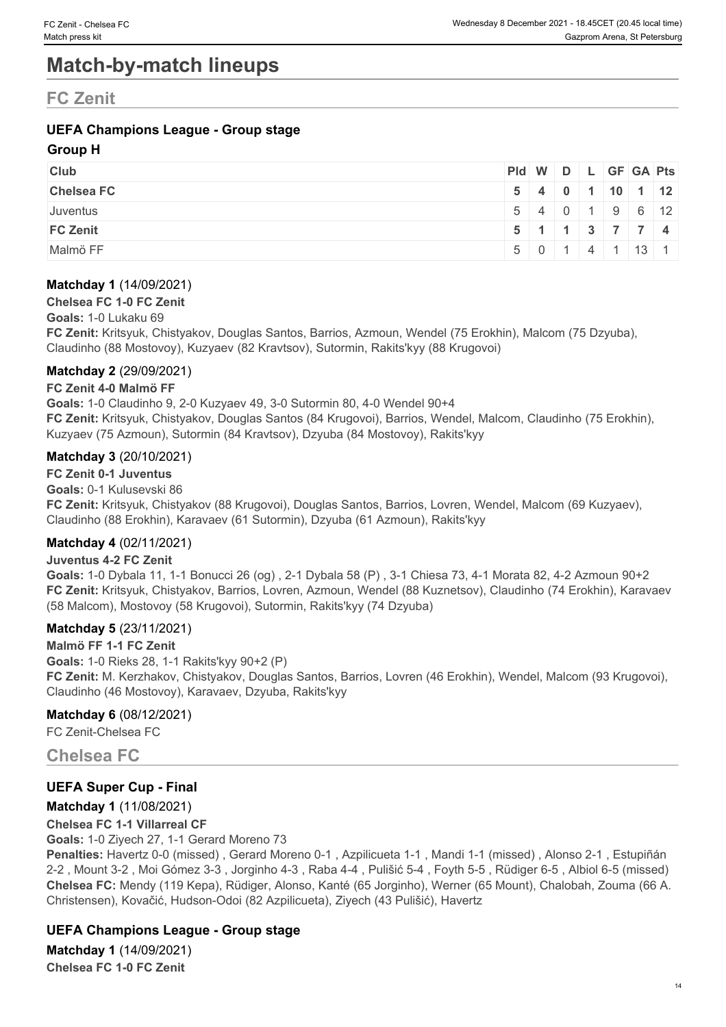# Match-by-match lineups

## FC Zenit

### UEFA Champions League - Group stage

**Group H**

| Club | Pld | W | D | L | GF | GA | Pts |
|---|---|---|---|---|---|---|---|
| **Chelsea FC** | **5** | **4** | **0** | **1** | **10** | **1** | **12** |
| Juventus | 5 | 4 | 0 | 1 | 9 | 6 | 12 |
| **FC Zenit** | **5** | **1** | **1** | **3** | **7** | **7** | **4** |
| Malmö FF | 5 | 0 | 1 | 4 | 1 | 13 | 1 |

**Matchday 1** (14/09/2021)

**Chelsea FC 1-0 FC Zenit**

**Goals:** 1-0 Lukaku 69

**FC Zenit:** Kritsyuk, Chistyakov, Douglas Santos, Barrios, Azmoun, Wendel (75 Erokhin), Malcom (75 Dzyuba), Claudinho (88 Mostovoy), Kuzyaev (82 Kravtsov), Sutormin, Rakits'kyy (88 Krugovoi)

**Matchday 2** (29/09/2021)

**FC Zenit 4-0 Malmö FF**

**Goals:** 1-0 Claudinho 9, 2-0 Kuzyaev 49, 3-0 Sutormin 80, 4-0 Wendel 90+4

**FC Zenit:** Kritsyuk, Chistyakov, Douglas Santos (84 Krugovoi), Barrios, Wendel, Malcom, Claudinho (75 Erokhin), Kuzyaev (75 Azmoun), Sutormin (84 Kravtsov), Dzyuba (84 Mostovoy), Rakits'kyy

**Matchday 3** (20/10/2021)

**FC Zenit 0-1 Juventus**

**Goals:** 0-1 Kulusevski 86

**FC Zenit:** Kritsyuk, Chistyakov (88 Krugovoi), Douglas Santos, Barrios, Lovren, Wendel, Malcom (69 Kuzyaev), Claudinho (88 Erokhin), Karavaev (61 Sutormin), Dzyuba (61 Azmoun), Rakits'kyy

**Matchday 4** (02/11/2021)

**Juventus 4-2 FC Zenit**

**Goals:** 1-0 Dybala 11, 1-1 Bonucci 26 (og) , 2-1 Dybala 58 (P) , 3-1 Chiesa 73, 4-1 Morata 82, 4-2 Azmoun 90+2

**FC Zenit:** Kritsyuk, Chistyakov, Barrios, Lovren, Azmoun, Wendel (88 Kuznetsov), Claudinho (74 Erokhin), Karavaev (58 Malcom), Mostovoy (58 Krugovoi), Sutormin, Rakits'kyy (74 Dzyuba)

**Matchday 5** (23/11/2021)

**Malmö FF 1-1 FC Zenit**

**Goals:** 1-0 Rieks 28, 1-1 Rakits'kyy 90+2 (P)

**FC Zenit:** M. Kerzhakov, Chistyakov, Douglas Santos, Barrios, Lovren (46 Erokhin), Wendel, Malcom (93 Krugovoi), Claudinho (46 Mostovoy), Karavaev, Dzyuba, Rakits'kyy

**Matchday 6** (08/12/2021)

FC Zenit-Chelsea FC

## Chelsea FC

### UEFA Super Cup - Final

**Matchday 1** (11/08/2021)

**Chelsea FC 1-1 Villarreal CF**

**Goals:** 1-0 Ziyech 27, 1-1 Gerard Moreno 73

**Penalties:** Havertz 0-0 (missed) , Gerard Moreno 0-1 , Azpilicueta 1-1 , Mandi 1-1 (missed) , Alonso 2-1 , Estupiñán 2-2 , Mount 3-2 , Moi Gómez 3-3 , Jorginho 4-3 , Raba 4-4 , Pulišić 5-4 , Foyth 5-5 , Rüdiger 6-5 , Albiol 6-5 (missed)

**Chelsea FC:** Mendy (119 Kepa), Rüdiger, Alonso, Kanté (65 Jorginho), Werner (65 Mount), Chalobah, Zouma (66 A. Christensen), Kovačić, Hudson-Odoi (82 Azpilicueta), Ziyech (43 Pulišić), Havertz

### UEFA Champions League - Group stage

**Matchday 1** (14/09/2021)

**Chelsea FC 1-0 FC Zenit**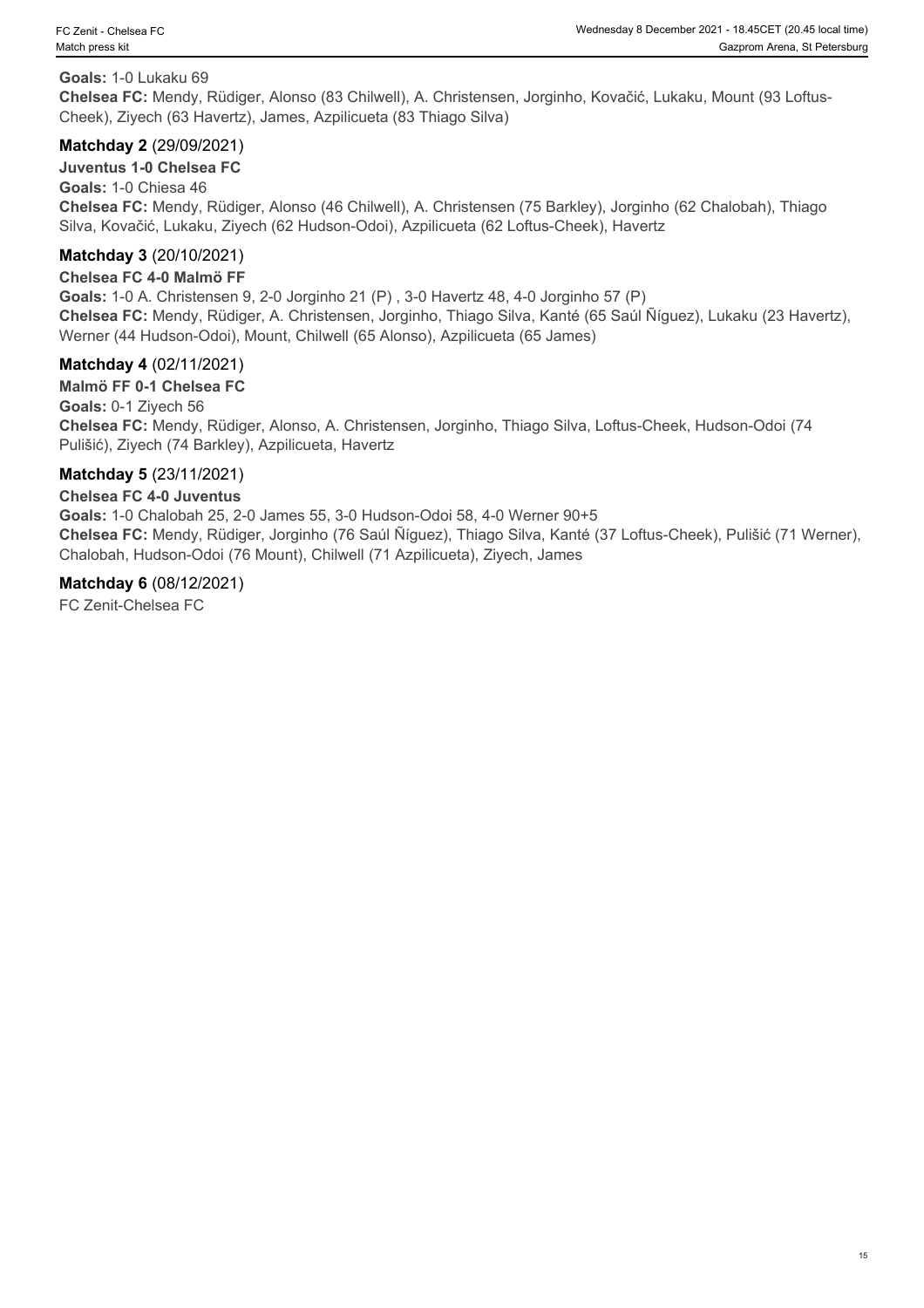**Goals:** 1-0 Lukaku 69
**Chelsea FC:** Mendy, Rüdiger, Alonso (83 Chilwell), A. Christensen, Jorginho, Kovačić, Lukaku, Mount (93 Loftus-Cheek), Ziyech (63 Havertz), James, Azpilicueta (83 Thiago Silva)

### Matchday 2 (29/09/2021)

**Juventus 1-0 Chelsea FC**
**Goals:** 1-0 Chiesa 46
**Chelsea FC:** Mendy, Rüdiger, Alonso (46 Chilwell), A. Christensen (75 Barkley), Jorginho (62 Chalobah), Thiago Silva, Kovačić, Lukaku, Ziyech (62 Hudson-Odoi), Azpilicueta (62 Loftus-Cheek), Havertz

### Matchday 3 (20/10/2021)

**Chelsea FC 4-0 Malmö FF**
**Goals:** 1-0 A. Christensen 9, 2-0 Jorginho 21 (P) , 3-0 Havertz 48, 4-0 Jorginho 57 (P)
**Chelsea FC:** Mendy, Rüdiger, A. Christensen, Jorginho, Thiago Silva, Kanté (65 Saúl Ñíguez), Lukaku (23 Havertz), Werner (44 Hudson-Odoi), Mount, Chilwell (65 Alonso), Azpilicueta (65 James)

### Matchday 4 (02/11/2021)

**Malmö FF 0-1 Chelsea FC**
**Goals:** 0-1 Ziyech 56
**Chelsea FC:** Mendy, Rüdiger, Alonso, A. Christensen, Jorginho, Thiago Silva, Loftus-Cheek, Hudson-Odoi (74 Pulišić), Ziyech (74 Barkley), Azpilicueta, Havertz

### Matchday 5 (23/11/2021)

**Chelsea FC 4-0 Juventus**
**Goals:** 1-0 Chalobah 25, 2-0 James 55, 3-0 Hudson-Odoi 58, 4-0 Werner 90+5
**Chelsea FC:** Mendy, Rüdiger, Jorginho (76 Saúl Ñíguez), Thiago Silva, Kanté (37 Loftus-Cheek), Pulišić (71 Werner), Chalobah, Hudson-Odoi (76 Mount), Chilwell (71 Azpilicueta), Ziyech, James

### Matchday 6 (08/12/2021)

FC Zenit-Chelsea FC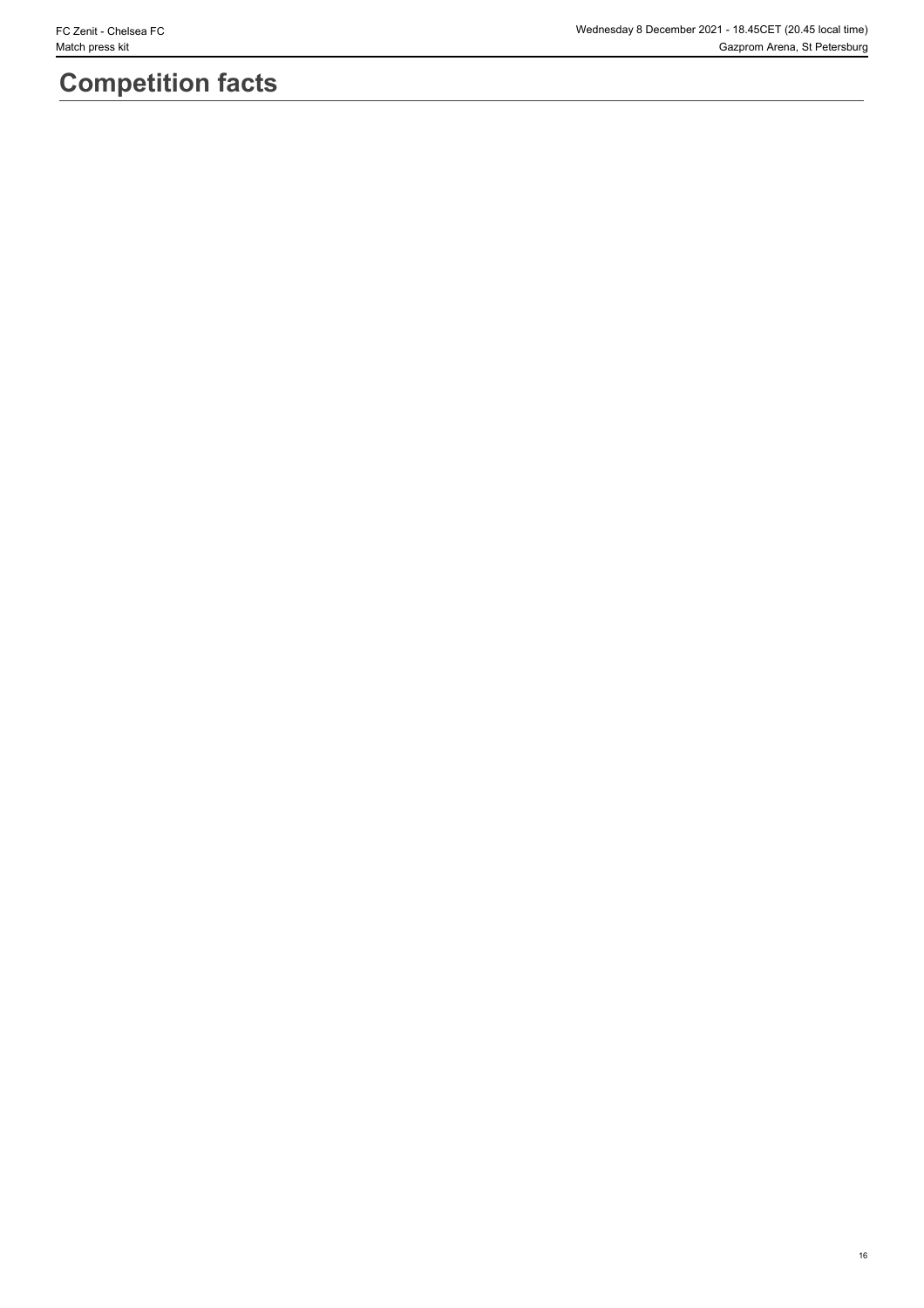# Competition facts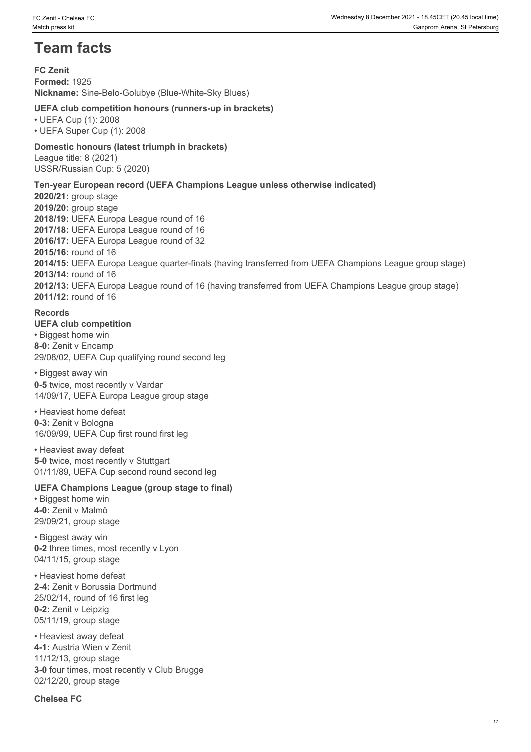# Team facts

**FC Zenit**
**Formed:** 1925
**Nickname:** Sine-Belo-Golubye (Blue-White-Sky Blues)

**UEFA club competition honours (runners-up in brackets)**

- UEFA Cup (1): 2008
- UEFA Super Cup (1): 2008

**Domestic honours (latest triumph in brackets)**
League title: 8 (2021)
USSR/Russian Cup: 5 (2020)

**Ten-year European record (UEFA Champions League unless otherwise indicated)**
**2020/21:** group stage
**2019/20:** group stage
**2018/19:** UEFA Europa League round of 16
**2017/18:** UEFA Europa League round of 16
**2016/17:** UEFA Europa League round of 32
**2015/16:** round of 16
**2014/15:** UEFA Europa League quarter-finals (having transferred from UEFA Champions League group stage)
**2013/14:** round of 16
**2012/13:** UEFA Europa League round of 16 (having transferred from UEFA Champions League group stage)
**2011/12:** round of 16

**Records**
**UEFA club competition**

- Biggest home win
**8-0:** Zenit v Encamp
29/08/02, UEFA Cup qualifying round second leg

- Biggest away win
**0-5** twice, most recently v Vardar
14/09/17, UEFA Europa League group stage

- Heaviest home defeat
**0-3:** Zenit v Bologna
16/09/99, UEFA Cup first round first leg

- Heaviest away defeat
**5-0** twice, most recently v Stuttgart
01/11/89, UEFA Cup second round second leg

**UEFA Champions League (group stage to final)**

- Biggest home win
**4-0:** Zenit v Malmö
29/09/21, group stage

- Biggest away win
**0-2** three times, most recently v Lyon
04/11/15, group stage

- Heaviest home defeat
**2-4:** Zenit v Borussia Dortmund
25/02/14, round of 16 first leg
**0-2:** Zenit v Leipzig
05/11/19, group stage

- Heaviest away defeat
**4-1:** Austria Wien v Zenit
11/12/13, group stage
**3-0** four times, most recently v Club Brugge
02/12/20, group stage

**Chelsea FC**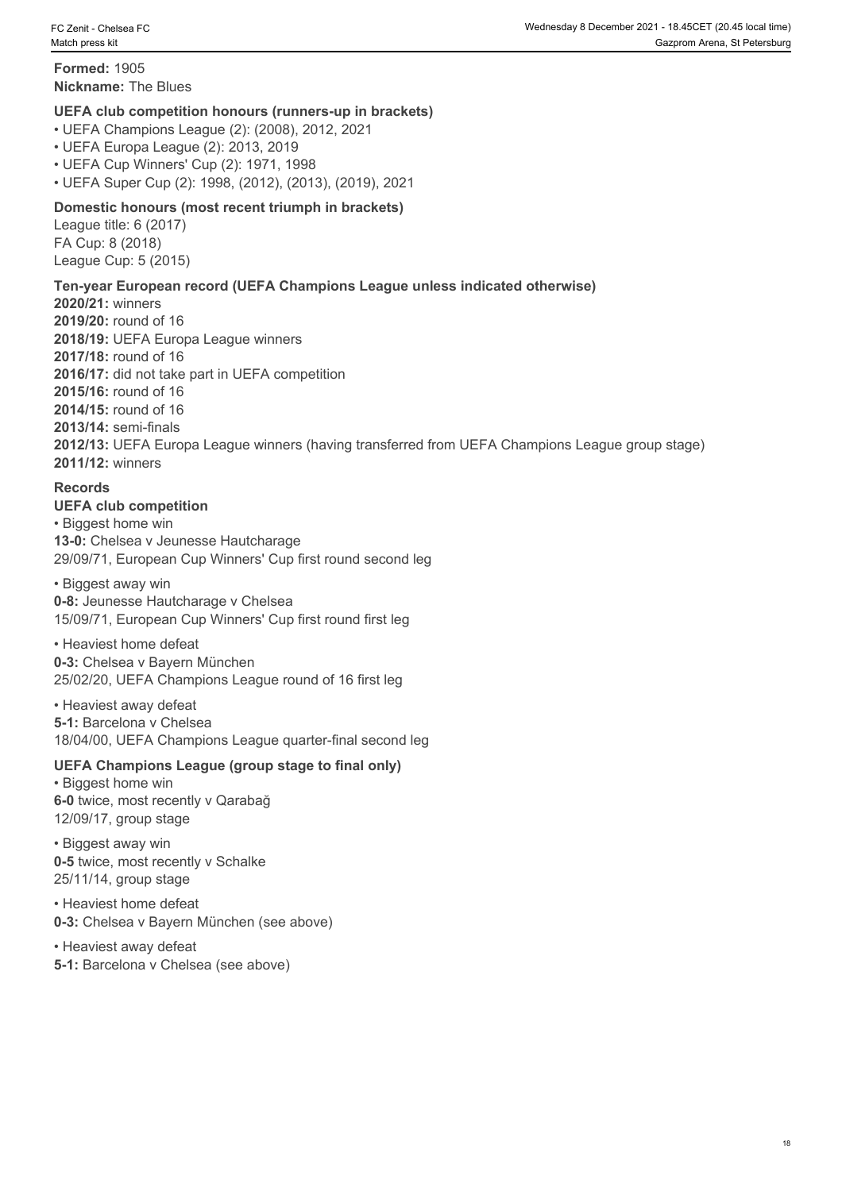**Formed:** 1905
**Nickname:** The Blues

### UEFA club competition honours (runners-up in brackets)

- UEFA Champions League (2): (2008), 2012, 2021
- UEFA Europa League (2): 2013, 2019
- UEFA Cup Winners' Cup (2): 1971, 1998
- UEFA Super Cup (2): 1998, (2012), (2013), (2019), 2021

### Domestic honours (most recent triumph in brackets)

League title: 6 (2017)
FA Cup: 8 (2018)
League Cup: 5 (2015)

### Ten-year European record (UEFA Champions League unless indicated otherwise)

**2020/21:** winners
**2019/20:** round of 16
**2018/19:** UEFA Europa League winners
**2017/18:** round of 16
**2016/17:** did not take part in UEFA competition
**2015/16:** round of 16
**2014/15:** round of 16
**2013/14:** semi-finals
**2012/13:** UEFA Europa League winners (having transferred from UEFA Champions League group stage)
**2011/12:** winners

### Records

#### UEFA club competition

- Biggest home win
**13-0:** Chelsea v Jeunesse Hautcharage
29/09/71, European Cup Winners' Cup first round second leg

- Biggest away win
**0-8:** Jeunesse Hautcharage v Chelsea
15/09/71, European Cup Winners' Cup first round first leg

- Heaviest home defeat
**0-3:** Chelsea v Bayern München
25/02/20, UEFA Champions League round of 16 first leg

- Heaviest away defeat
**5-1:** Barcelona v Chelsea
18/04/00, UEFA Champions League quarter-final second leg

#### UEFA Champions League (group stage to final only)

- Biggest home win
**6-0** twice, most recently v Qarabağ
12/09/17, group stage

- Biggest away win
**0-5** twice, most recently v Schalke
25/11/14, group stage

- Heaviest home defeat
**0-3:** Chelsea v Bayern München (see above)

- Heaviest away defeat
**5-1:** Barcelona v Chelsea (see above)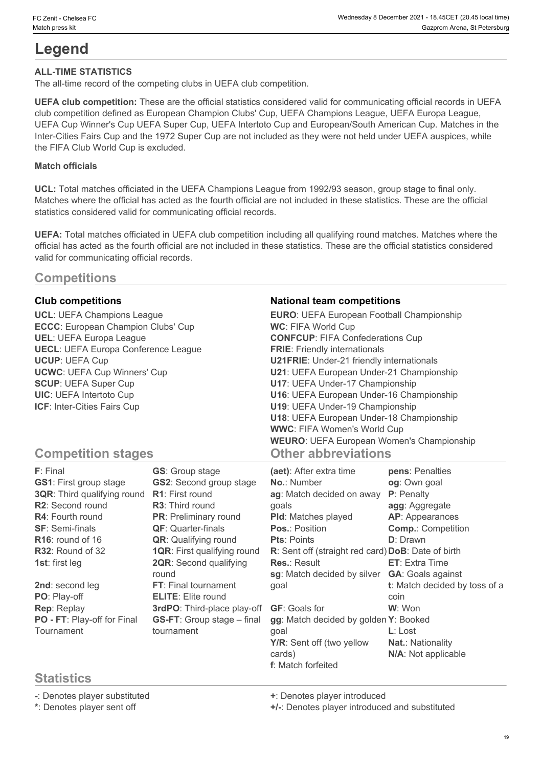# Legend

**ALL-TIME STATISTICS**

The all-time record of the competing clubs in UEFA club competition.

**UEFA club competition:** These are the official statistics considered valid for communicating official records in UEFA club competition defined as European Champion Clubs' Cup, UEFA Champions League, UEFA Europa League, UEFA Cup Winner's Cup UEFA Super Cup, UEFA Intertoto Cup and European/South American Cup. Matches in the Inter-Cities Fairs Cup and the 1972 Super Cup are not included as they were not held under UEFA auspices, while the FIFA Club World Cup is excluded.

**Match officials**

**UCL:** Total matches officiated in the UEFA Champions League from 1992/93 season, group stage to final only. Matches where the official has acted as the fourth official are not included in these statistics. These are the official statistics considered valid for communicating official records.

**UEFA:** Total matches officiated in UEFA club competition including all qualifying round matches. Matches where the official has acted as the fourth official are not included in these statistics. These are the official statistics considered valid for communicating official records.

## Competitions

### Club competitions

**UCL**: UEFA Champions League
**ECCC**: European Champion Clubs' Cup
**UEL**: UEFA Europa League
**UECL**: UEFA Europa Conference League
**UCUP**: UEFA Cup
**UCWC**: UEFA Cup Winners' Cup
**SCUP**: UEFA Super Cup
**UIC**: UEFA Intertoto Cup
**ICF**: Inter-Cities Fairs Cup

### National team competitions

**EURO**: UEFA European Football Championship
**WC**: FIFA World Cup
**CONFCUP**: FIFA Confederations Cup
**FRIE**: Friendly internationals
**U21FRIE**: Under-21 friendly internationals
**U21**: UEFA European Under-21 Championship
**U17**: UEFA Under-17 Championship
**U16**: UEFA European Under-16 Championship
**U19**: UEFA Under-19 Championship
**U18**: UEFA European Under-18 Championship
**WWC**: FIFA Women's World Cup
**WEURO**: UEFA European Women's Championship

## Competition stages

**F**: Final
**GS1**: First group stage
**3QR**: Third qualifying round
**R2**: Second round
**R4**: Fourth round
**SF**: Semi-finals
**R16**: round of 16
**R32**: Round of 32
**1st**: first leg
**2nd**: second leg
**PO**: Play-off
**Rep**: Replay
**PO - FT**: Play-off for Final Tournament
**GS**: Group stage
**GS2**: Second group stage
**R1**: First round
**R3**: Third round
**PR**: Preliminary round
**QF**: Quarter-finals
**QR**: Qualifying round
**1QR**: First qualifying round
**2QR**: Second qualifying round
**FT**: Final tournament
**ELITE**: Elite round
**3rdPO**: Third-place play-off
**GS-FT**: Group stage – final tournament

## Other abbreviations

**(aet)**: After extra time
**No.**: Number
**ag**: Match decided on away goals
**Pld**: Matches played
**Pos.**: Position
**Pts**: Points
**R**: Sent off (straight red card)
**Res.**: Result
**sg**: Match decided by silver goal
**GF**: Goals for
**gg**: Match decided by golden goal
**Y/R**: Sent off (two yellow cards)
**f**: Match forfeited
**pens**: Penalties
**og**: Own goal
**P**: Penalty
**agg**: Aggregate
**AP**: Appearances
**Comp.**: Competition
**D**: Drawn
**DoB**: Date of birth
**ET**: Extra Time
**GA**: Goals against
**t**: Match decided by toss of a coin
**W**: Won
**Y**: Booked
**L**: Lost
**Nat.**: Nationality
**N/A**: Not applicable

## Statistics

**-**: Denotes player substituted
**\***: Denotes player sent off
**+**: Denotes player introduced
**+/-**: Denotes player introduced and substituted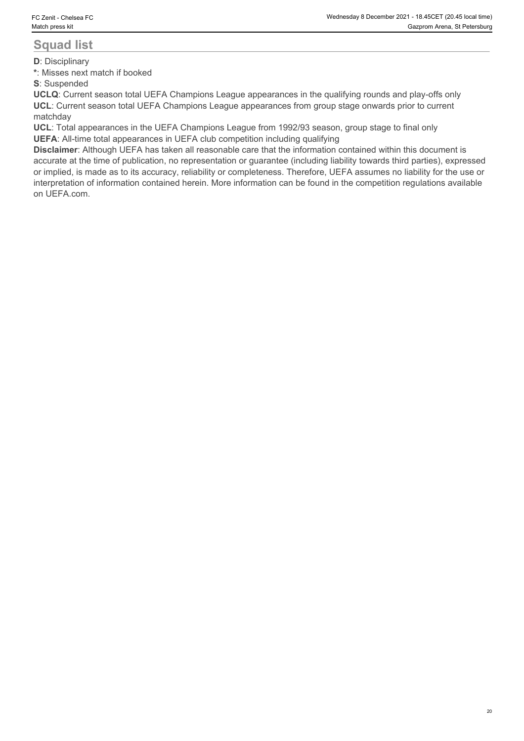## Squad list

**D**: Disciplinary

**\***: Misses next match if booked

**S**: Suspended

**UCLQ**: Current season total UEFA Champions League appearances in the qualifying rounds and play-offs only

**UCL**: Current season total UEFA Champions League appearances from group stage onwards prior to current matchday

**UCL**: Total appearances in the UEFA Champions League from 1992/93 season, group stage to final only

**UEFA**: All-time total appearances in UEFA club competition including qualifying

**Disclaimer**: Although UEFA has taken all reasonable care that the information contained within this document is accurate at the time of publication, no representation or guarantee (including liability towards third parties), expressed or implied, is made as to its accuracy, reliability or completeness. Therefore, UEFA assumes no liability for the use or interpretation of information contained herein. More information can be found in the competition regulations available on UEFA.com.